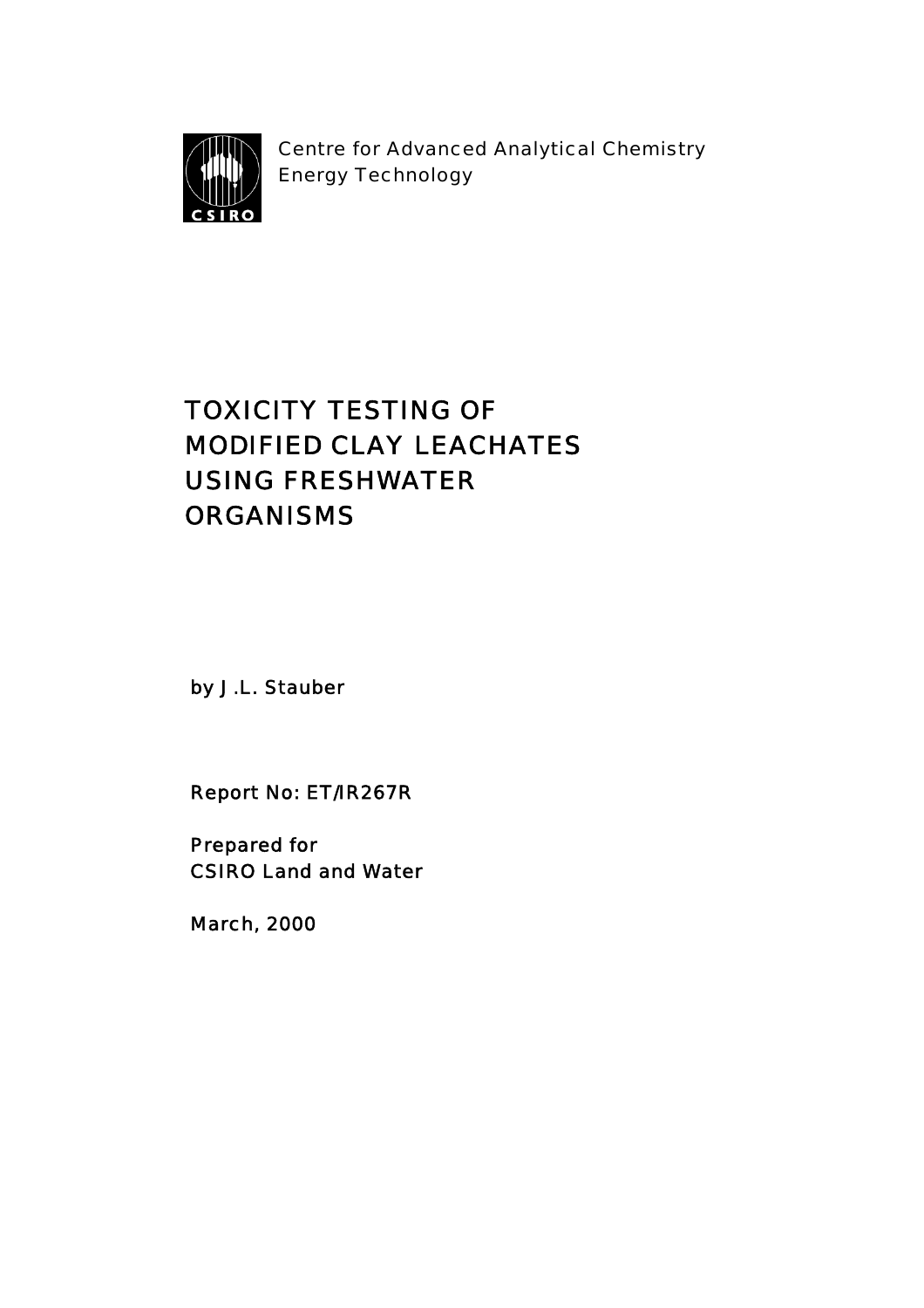Centre for Advanced Analytical Chemistry
Energy Technology

# TOXICITY TESTING OF MODIFIED CLAY LEACHATES USING FRESHWATER ORGANISMS

by J.L. Stauber

Report No: ET/IR267R

Prepared for
CSIRO Land and Water

March, 2000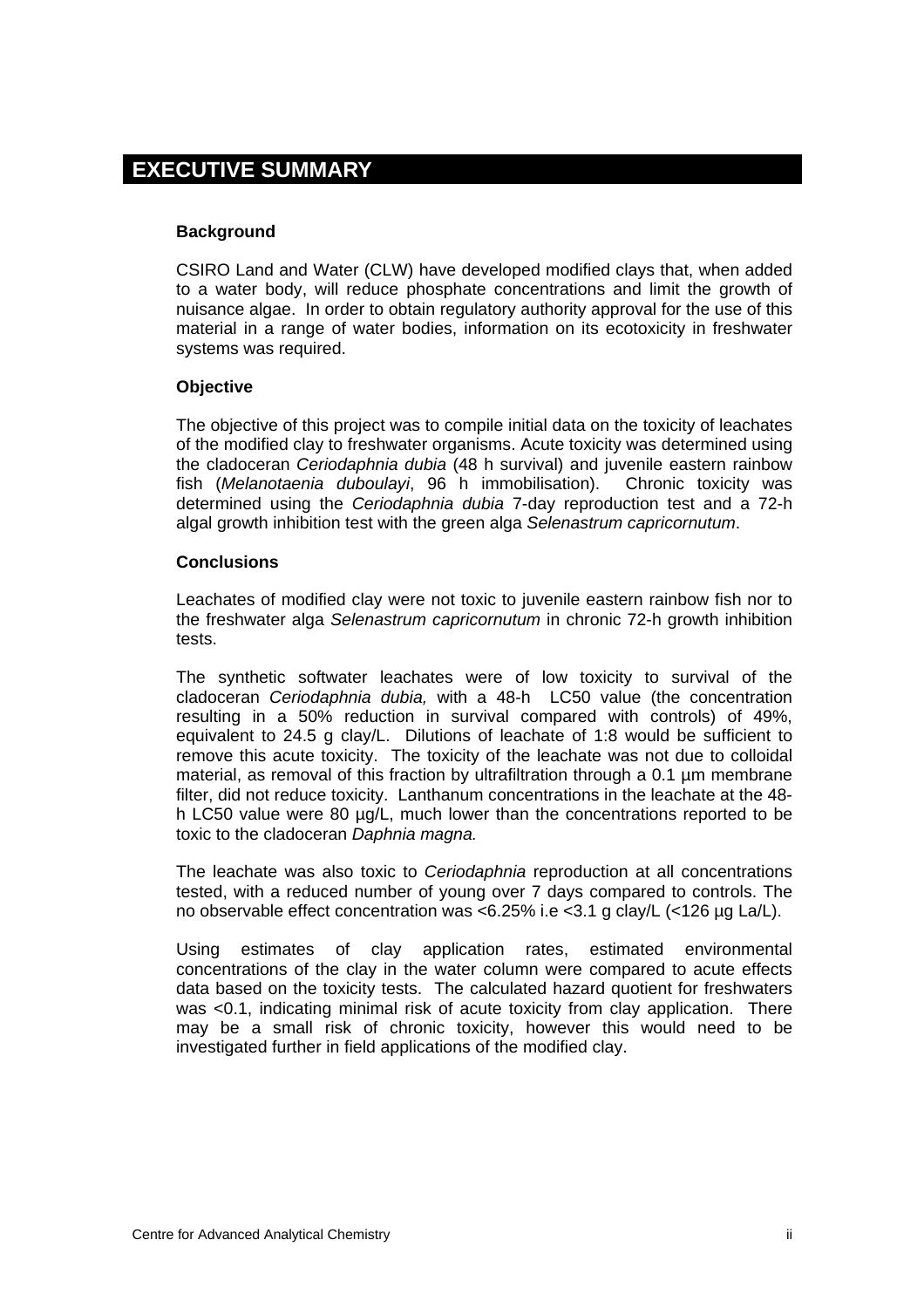# EXECUTIVE SUMMARY

### Background

CSIRO Land and Water (CLW) have developed modified clays that, when added to a water body, will reduce phosphate concentrations and limit the growth of nuisance algae. In order to obtain regulatory authority approval for the use of this material in a range of water bodies, information on its ecotoxicity in freshwater systems was required.

### Objective

The objective of this project was to compile initial data on the toxicity of leachates of the modified clay to freshwater organisms. Acute toxicity was determined using the cladoceran *Ceriodaphnia dubia* (48 h survival) and juvenile eastern rainbow fish (*Melanotaenia duboulayi*, 96 h immobilisation). Chronic toxicity was determined using the *Ceriodaphnia dubia* 7-day reproduction test and a 72-h algal growth inhibition test with the green alga *Selenastrum capricornutum*.

### Conclusions

Leachates of modified clay were not toxic to juvenile eastern rainbow fish nor to the freshwater alga *Selenastrum capricornutum* in chronic 72-h growth inhibition tests.

The synthetic softwater leachates were of low toxicity to survival of the cladoceran *Ceriodaphnia dubia,* with a 48-h LC50 value (the concentration resulting in a 50% reduction in survival compared with controls) of 49%, equivalent to 24.5 g clay/L. Dilutions of leachate of 1:8 would be sufficient to remove this acute toxicity. The toxicity of the leachate was not due to colloidal material, as removal of this fraction by ultrafiltration through a 0.1 µm membrane filter, did not reduce toxicity. Lanthanum concentrations in the leachate at the 48-h LC50 value were 80 µg/L, much lower than the concentrations reported to be toxic to the cladoceran *Daphnia magna.*

The leachate was also toxic to *Ceriodaphnia* reproduction at all concentrations tested, with a reduced number of young over 7 days compared to controls. The no observable effect concentration was <6.25% i.e <3.1 g clay/L (<126 µg La/L).

Using estimates of clay application rates, estimated environmental concentrations of the clay in the water column were compared to acute effects data based on the toxicity tests. The calculated hazard quotient for freshwaters was <0.1, indicating minimal risk of acute toxicity from clay application. There may be a small risk of chronic toxicity, however this would need to be investigated further in field applications of the modified clay.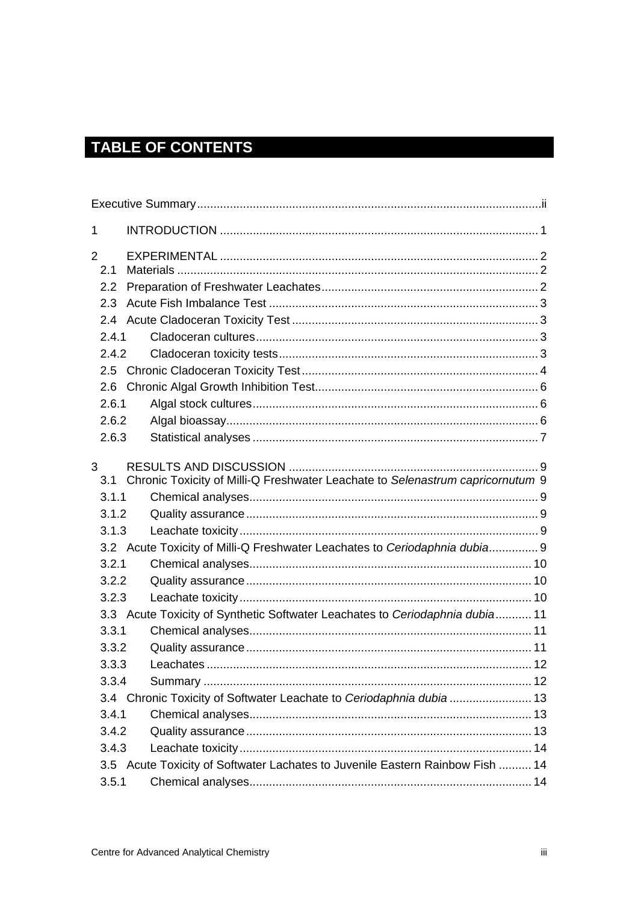# TABLE OF CONTENTS

Executive Summary........................................................................................................ii

1 INTRODUCTION ................................................................................................ 1

2 EXPERIMENTAL ................................................................................................ 2
- 2.1 Materials ............................................................................................................ 2
- 2.2 Preparation of Freshwater Leachates................................................................. 2
- 2.3 Acute Fish Imbalance Test ................................................................................. 3
- 2.4 Acute Cladoceran Toxicity Test .......................................................................... 3
  - 2.4.1 Cladoceran cultures...................................................................................... 3
  - 2.4.2 Cladoceran toxicity tests............................................................................... 3
- 2.5 Chronic Cladoceran Toxicity Test ....................................................................... 4
- 2.6 Chronic Algal Growth Inhibition Test................................................................... 6
  - 2.6.1 Algal stock cultures....................................................................................... 6
  - 2.6.2 Algal bioassay............................................................................................... 6
  - 2.6.3 Statistical analyses ....................................................................................... 7

3 RESULTS AND DISCUSSION ........................................................................... 9
- 3.1 Chronic Toxicity of Milli-Q Freshwater Leachate to *Selenastrum capricornutum* 9
  - 3.1.1 Chemical analyses........................................................................................ 9
  - 3.1.2 Quality assurance......................................................................................... 9
  - 3.1.3 Leachate toxicity........................................................................................... 9
- 3.2 Acute Toxicity of Milli-Q Freshwater Leachates to *Ceriodaphnia dubia*............... 9
  - 3.2.1 Chemical analyses...................................................................................... 10
  - 3.2.2 Quality assurance....................................................................................... 10
  - 3.2.3 Leachate toxicity......................................................................................... 10
- 3.3 Acute Toxicity of Synthetic Softwater Leachates to *Ceriodaphnia dubia*........... 11
  - 3.3.1 Chemical analyses...................................................................................... 11
  - 3.3.2 Quality assurance....................................................................................... 11
  - 3.3.3 Leachates .................................................................................................. 12
  - 3.3.4 Summary ................................................................................................... 12
- 3.4 Chronic Toxicity of Softwater Leachate to *Ceriodaphnia dubia* ......................... 13
  - 3.4.1 Chemical analyses...................................................................................... 13
  - 3.4.2 Quality assurance....................................................................................... 13
  - 3.4.3 Leachate toxicity......................................................................................... 14
- 3.5 Acute Toxicity of Softwater Lachates to Juvenile Eastern Rainbow Fish .......... 14
  - 3.5.1 Chemical analyses...................................................................................... 14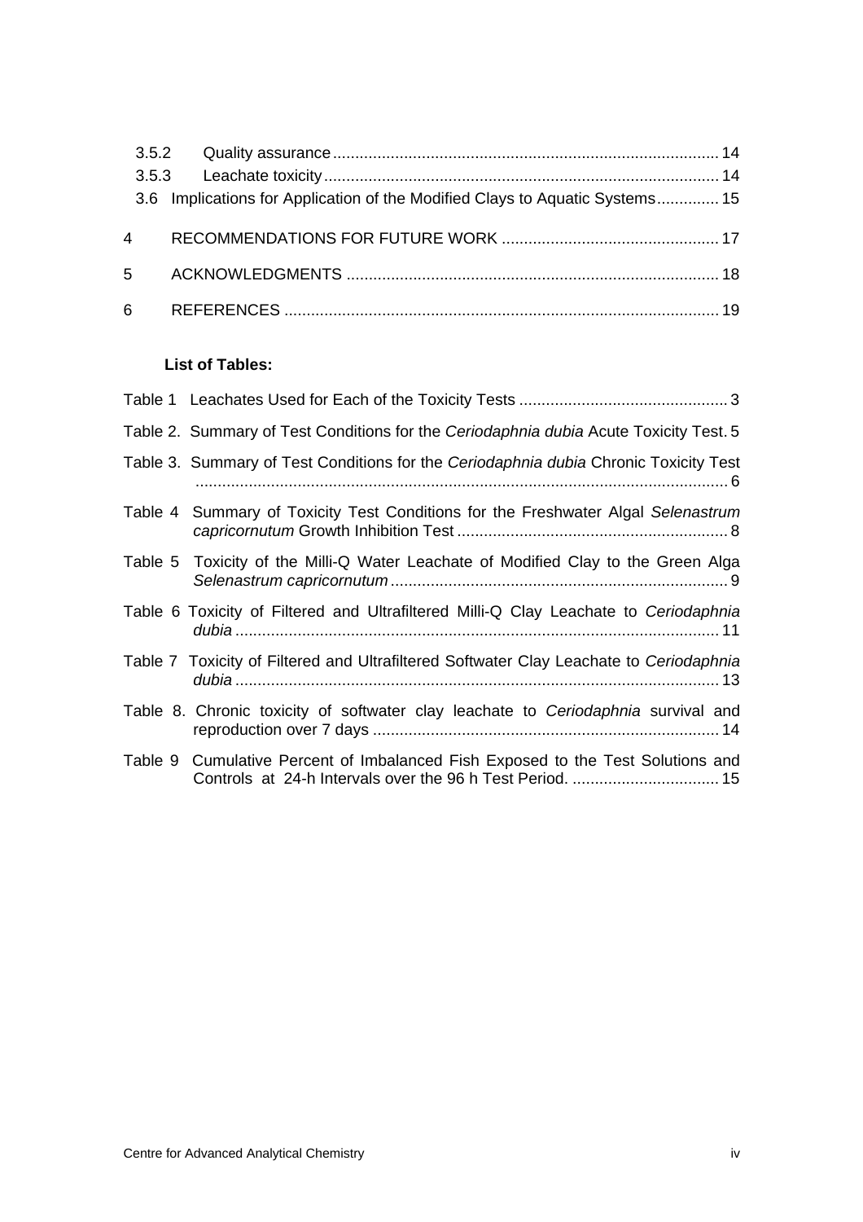3.5.2 Quality assurance ........................................................................................ 14

3.5.3 Leachate toxicity .......................................................................................... 14

3.6 Implications for Application of the Modified Clays to Aquatic Systems ............. 15

4 RECOMMENDATIONS FOR FUTURE WORK ................................................. 17

5 ACKNOWLEDGMENTS ................................................................................... 18

6 REFERENCES ................................................................................................. 19

**List of Tables:**

Table 1 Leachates Used for Each of the Toxicity Tests ............................................... 3

Table 2. Summary of Test Conditions for the *Ceriodaphnia dubia* Acute Toxicity Test. 5

Table 3. Summary of Test Conditions for the *Ceriodaphnia dubia* Chronic Toxicity Test ....................................................................................................................... 6

Table 4 Summary of Toxicity Test Conditions for the Freshwater Algal *Selenastrum capricornutum* Growth Inhibition Test ............................................................. 8

Table 5 Toxicity of the Milli-Q Water Leachate of Modified Clay to the Green Alga *Selenastrum capricornutum* ............................................................................ 9

Table 6 Toxicity of Filtered and Ultrafiltered Milli-Q Clay Leachate to *Ceriodaphnia dubia* ............................................................................................................. 11

Table 7 Toxicity of Filtered and Ultrafiltered Softwater Clay Leachate to *Ceriodaphnia dubia* ............................................................................................................. 13

Table 8. Chronic toxicity of softwater clay leachate to *Ceriodaphnia* survival and reproduction over 7 days .............................................................................. 14

Table 9 Cumulative Percent of Imbalanced Fish Exposed to the Test Solutions and Controls at 24-h Intervals over the 96 h Test Period. ................................. 15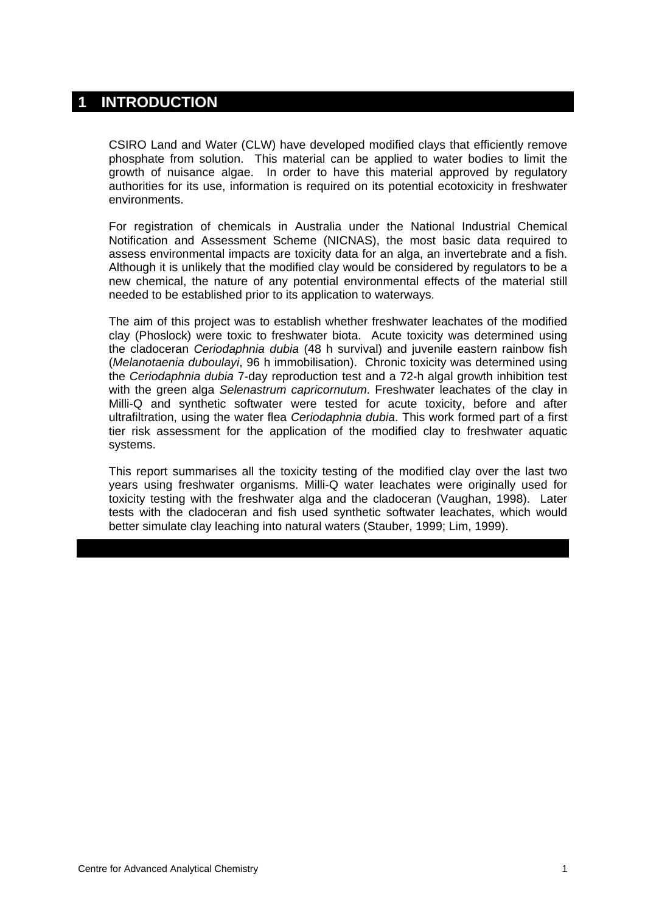# 1 INTRODUCTION

CSIRO Land and Water (CLW) have developed modified clays that efficiently remove phosphate from solution. This material can be applied to water bodies to limit the growth of nuisance algae. In order to have this material approved by regulatory authorities for its use, information is required on its potential ecotoxicity in freshwater environments.

For registration of chemicals in Australia under the National Industrial Chemical Notification and Assessment Scheme (NICNAS), the most basic data required to assess environmental impacts are toxicity data for an alga, an invertebrate and a fish. Although it is unlikely that the modified clay would be considered by regulators to be a new chemical, the nature of any potential environmental effects of the material still needed to be established prior to its application to waterways.

The aim of this project was to establish whether freshwater leachates of the modified clay (Phoslock) were toxic to freshwater biota. Acute toxicity was determined using the cladoceran *Ceriodaphnia dubia* (48 h survival) and juvenile eastern rainbow fish (*Melanotaenia duboulayi*, 96 h immobilisation). Chronic toxicity was determined using the *Ceriodaphnia dubia* 7-day reproduction test and a 72-h algal growth inhibition test with the green alga *Selenastrum capricornutum*. Freshwater leachates of the clay in Milli-Q and synthetic softwater were tested for acute toxicity, before and after ultrafiltration, using the water flea *Ceriodaphnia dubia*. This work formed part of a first tier risk assessment for the application of the modified clay to freshwater aquatic systems.

This report summarises all the toxicity testing of the modified clay over the last two years using freshwater organisms. Milli-Q water leachates were originally used for toxicity testing with the freshwater alga and the cladoceran (Vaughan, 1998). Later tests with the cladoceran and fish used synthetic softwater leachates, which would better simulate clay leaching into natural waters (Stauber, 1999; Lim, 1999).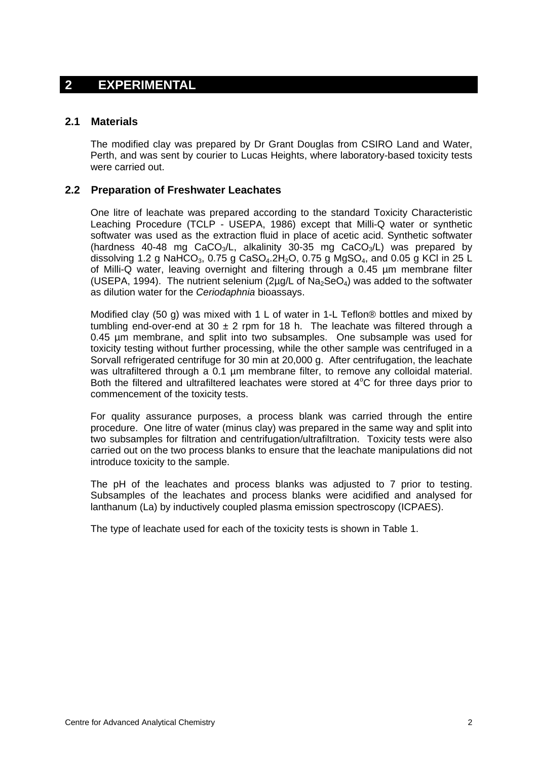# 2 EXPERIMENTAL

## 2.1 Materials

The modified clay was prepared by Dr Grant Douglas from CSIRO Land and Water, Perth, and was sent by courier to Lucas Heights, where laboratory-based toxicity tests were carried out.

## 2.2 Preparation of Freshwater Leachates

One litre of leachate was prepared according to the standard Toxicity Characteristic Leaching Procedure (TCLP - USEPA, 1986) except that Milli-Q water or synthetic softwater was used as the extraction fluid in place of acetic acid. Synthetic softwater (hardness 40-48 mg $CaCO_3$/L, alkalinity 30-35 mg $CaCO_3$/L) was prepared by dissolving 1.2 g $NaHCO_3$, 0.75 g $CaSO_4.2H_2O$, 0.75 g $MgSO_4$, and 0.05 g KCl in 25 L of Milli-Q water, leaving overnight and filtering through a 0.45 µm membrane filter (USEPA, 1994). The nutrient selenium (2µg/L of $Na_2SeO_4$) was added to the softwater as dilution water for the *Ceriodaphnia* bioassays.

Modified clay (50 g) was mixed with 1 L of water in 1-L Teflon® bottles and mixed by tumbling end-over-end at 30 ± 2 rpm for 18 h. The leachate was filtered through a 0.45 µm membrane, and split into two subsamples. One subsample was used for toxicity testing without further processing, while the other sample was centrifuged in a Sorvall refrigerated centrifuge for 30 min at 20,000 g. After centrifugation, the leachate was ultrafiltered through a 0.1 µm membrane filter, to remove any colloidal material. Both the filtered and ultrafiltered leachates were stored at $4^{o}$C for three days prior to commencement of the toxicity tests.

For quality assurance purposes, a process blank was carried through the entire procedure. One litre of water (minus clay) was prepared in the same way and split into two subsamples for filtration and centrifugation/ultrafiltration. Toxicity tests were also carried out on the two process blanks to ensure that the leachate manipulations did not introduce toxicity to the sample.

The pH of the leachates and process blanks was adjusted to 7 prior to testing. Subsamples of the leachates and process blanks were acidified and analysed for lanthanum (La) by inductively coupled plasma emission spectroscopy (ICPAES).

The type of leachate used for each of the toxicity tests is shown in Table 1.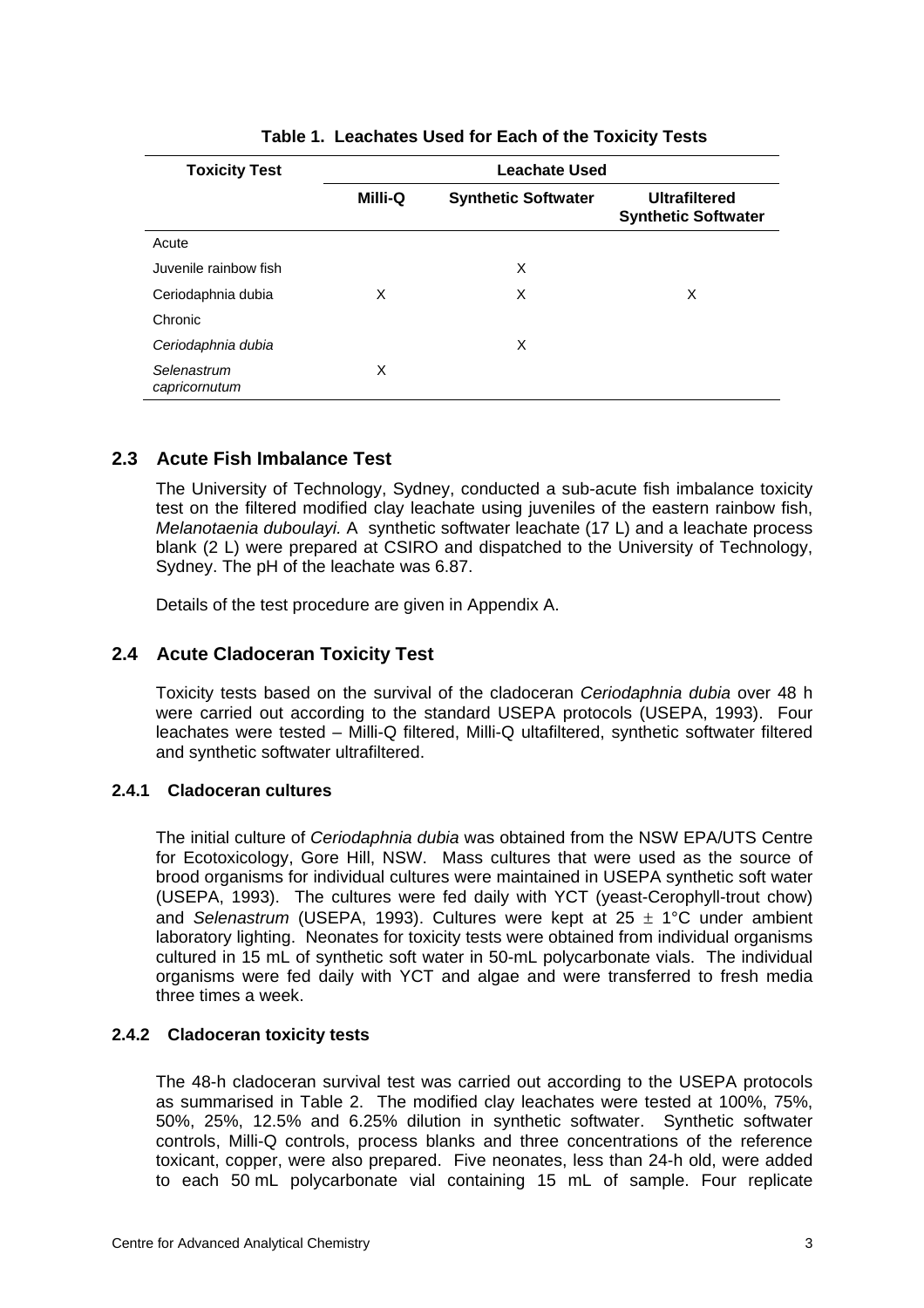**Table 1. Leachates Used for Each of the Toxicity Tests**

| Toxicity Test | Leachate Used | | |
|---|---|---|---|
| | **Milli-Q** | **Synthetic Softwater** | **Ultrafiltered Synthetic Softwater** |
| Acute | | | |
| Juvenile rainbow fish | | X | |
| Ceriodaphnia dubia | X | X | X |
| Chronic | | | |
| *Ceriodaphnia dubia* | | X | |
| *Selenastrum capricornutum* | X | | |

## 2.3 Acute Fish Imbalance Test

The University of Technology, Sydney, conducted a sub-acute fish imbalance toxicity test on the filtered modified clay leachate using juveniles of the eastern rainbow fish, *Melanotaenia duboulayi*. A synthetic softwater leachate (17 L) and a leachate process blank (2 L) were prepared at CSIRO and dispatched to the University of Technology, Sydney. The pH of the leachate was 6.87.

Details of the test procedure are given in Appendix A.

## 2.4 Acute Cladoceran Toxicity Test

Toxicity tests based on the survival of the cladoceran *Ceriodaphnia dubia* over 48 h were carried out according to the standard USEPA protocols (USEPA, 1993). Four leachates were tested – Milli-Q filtered, Milli-Q ultafiltered, synthetic softwater filtered and synthetic softwater ultrafiltered.

### 2.4.1 Cladoceran cultures

The initial culture of *Ceriodaphnia dubia* was obtained from the NSW EPA/UTS Centre for Ecotoxicology, Gore Hill, NSW. Mass cultures that were used as the source of brood organisms for individual cultures were maintained in USEPA synthetic soft water (USEPA, 1993). The cultures were fed daily with YCT (yeast-Cerophyll-trout chow) and *Selenastrum* (USEPA, 1993). Cultures were kept at 25 ± 1°C under ambient laboratory lighting. Neonates for toxicity tests were obtained from individual organisms cultured in 15 mL of synthetic soft water in 50-mL polycarbonate vials. The individual organisms were fed daily with YCT and algae and were transferred to fresh media three times a week.

### 2.4.2 Cladoceran toxicity tests

The 48-h cladoceran survival test was carried out according to the USEPA protocols as summarised in Table 2. The modified clay leachates were tested at 100%, 75%, 50%, 25%, 12.5% and 6.25% dilution in synthetic softwater. Synthetic softwater controls, Milli-Q controls, process blanks and three concentrations of the reference toxicant, copper, were also prepared. Five neonates, less than 24-h old, were added to each 50 mL polycarbonate vial containing 15 mL of sample. Four replicate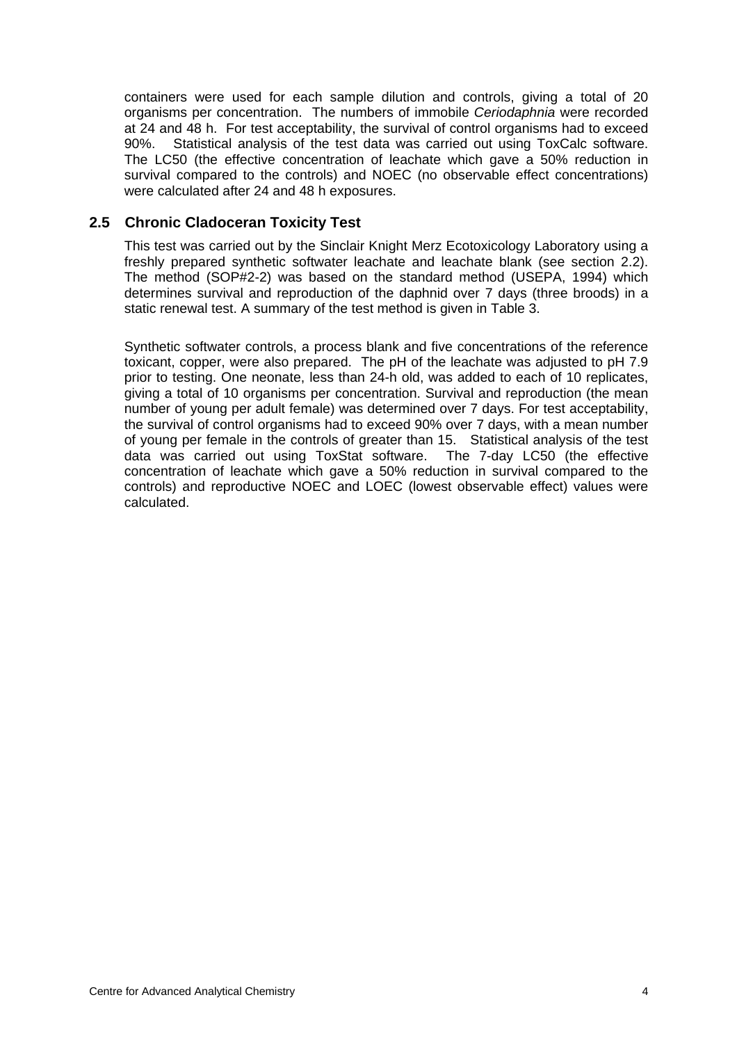containers were used for each sample dilution and controls, giving a total of 20 organisms per concentration. The numbers of immobile *Ceriodaphnia* were recorded at 24 and 48 h. For test acceptability, the survival of control organisms had to exceed 90%. Statistical analysis of the test data was carried out using ToxCalc software. The LC50 (the effective concentration of leachate which gave a 50% reduction in survival compared to the controls) and NOEC (no observable effect concentrations) were calculated after 24 and 48 h exposures.

## 2.5 Chronic Cladoceran Toxicity Test

This test was carried out by the Sinclair Knight Merz Ecotoxicology Laboratory using a freshly prepared synthetic softwater leachate and leachate blank (see section 2.2). The method (SOP#2-2) was based on the standard method (USEPA, 1994) which determines survival and reproduction of the daphnid over 7 days (three broods) in a static renewal test. A summary of the test method is given in Table 3.

Synthetic softwater controls, a process blank and five concentrations of the reference toxicant, copper, were also prepared. The pH of the leachate was adjusted to pH 7.9 prior to testing. One neonate, less than 24-h old, was added to each of 10 replicates, giving a total of 10 organisms per concentration. Survival and reproduction (the mean number of young per adult female) was determined over 7 days. For test acceptability, the survival of control organisms had to exceed 90% over 7 days, with a mean number of young per female in the controls of greater than 15. Statistical analysis of the test data was carried out using ToxStat software. The 7-day LC50 (the effective concentration of leachate which gave a 50% reduction in survival compared to the controls) and reproductive NOEC and LOEC (lowest observable effect) values were calculated.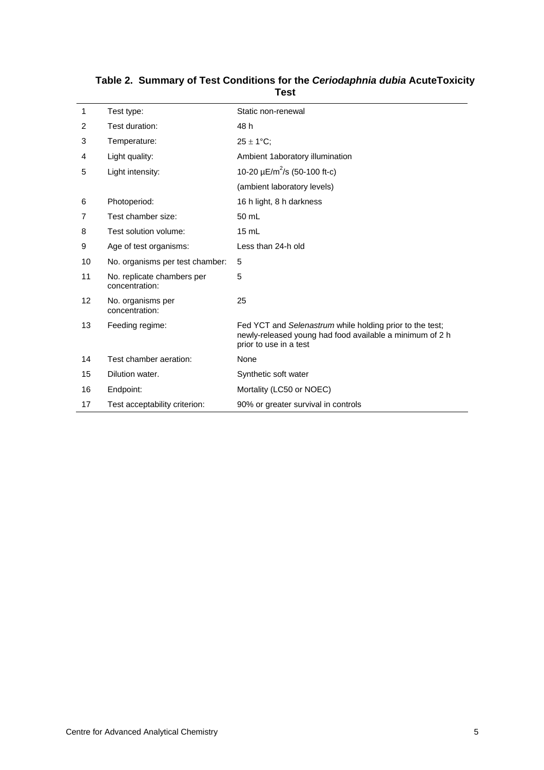**Table 2. Summary of Test Conditions for the *Ceriodaphnia dubia* AcuteToxicity Test**

| | | |
|---|---|---|
| 1 | Test type: | Static non-renewal |
| 2 | Test duration: | 48 h |
| 3 | Temperature: | $25 \pm 1°C$; |
| 4 | Light quality: | Ambient 1aboratory illumination |
| 5 | Light intensity: | 10-20 μE/$m^2$/s (50-100 ft-c) (ambient laboratory levels) |
| 6 | Photoperiod: | 16 h light, 8 h darkness |
| 7 | Test chamber size: | 50 mL |
| 8 | Test solution volume: | 15 mL |
| 9 | Age of test organisms: | Less than 24-h old |
| 10 | No. organisms per test chamber: | 5 |
| 11 | No. replicate chambers per concentration: | 5 |
| 12 | No. organisms per concentration: | 25 |
| 13 | Feeding regime: | Fed YCT and *Selenastrum* while holding prior to the test; newly-released young had food available a minimum of 2 h prior to use in a test |
| 14 | Test chamber aeration: | None |
| 15 | Dilution water. | Synthetic soft water |
| 16 | Endpoint: | Mortality (LC50 or NOEC) |
| 17 | Test acceptability criterion: | 90% or greater survival in controls |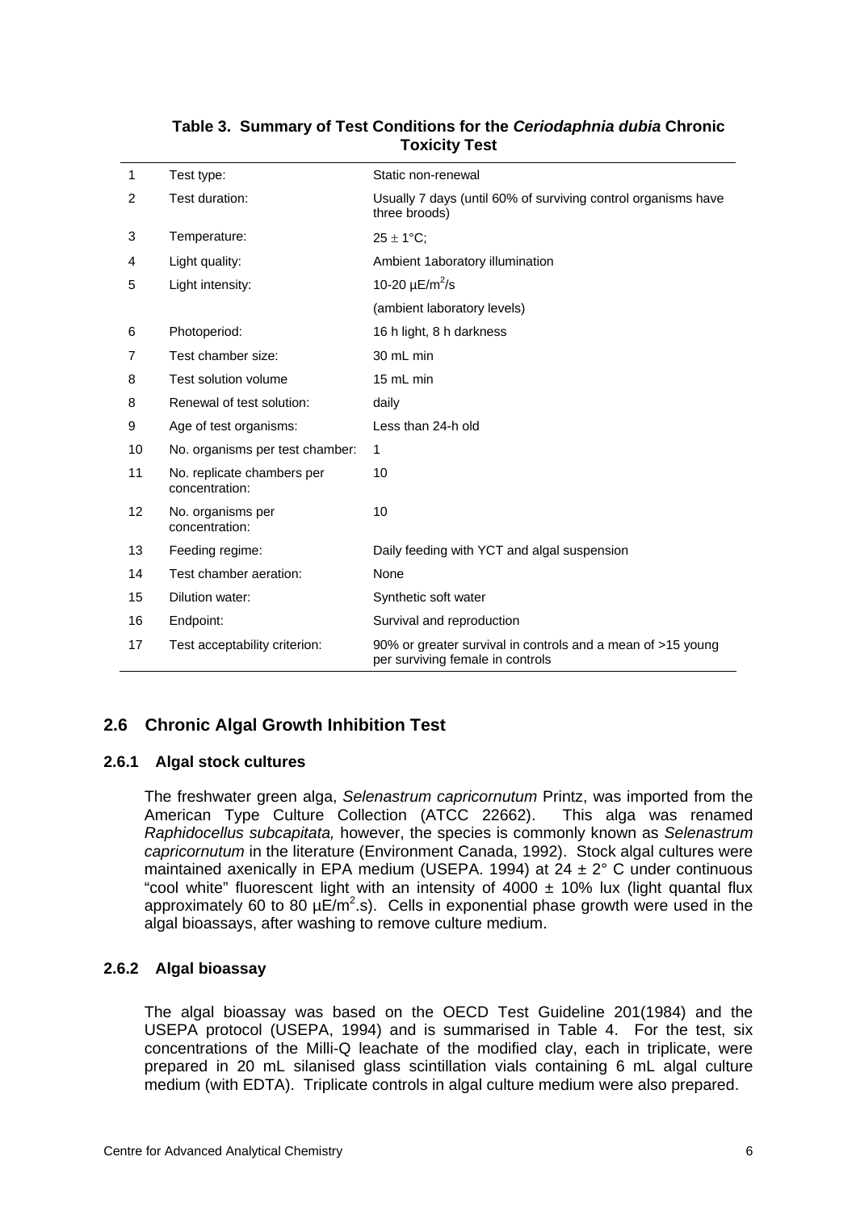**Table 3. Summary of Test Conditions for the *Ceriodaphnia dubia* Chronic Toxicity Test**

| | | |
|---|---|---|
| 1 | Test type: | Static non-renewal |
| 2 | Test duration: | Usually 7 days (until 60% of surviving control organisms have three broods) |
| 3 | Temperature: | $25 \pm 1$°C; |
| 4 | Light quality: | Ambient 1aboratory illumination |
| 5 | Light intensity: | 10-20 µE/m$^2$/s |
| | | (ambient laboratory levels) |
| 6 | Photoperiod: | 16 h light, 8 h darkness |
| 7 | Test chamber size: | 30 mL min |
| 8 | Test solution volume | 15 mL min |
| 8 | Renewal of test solution: | daily |
| 9 | Age of test organisms: | Less than 24-h old |
| 10 | No. organisms per test chamber: | 1 |
| 11 | No. replicate chambers per concentration: | 10 |
| 12 | No. organisms per concentration: | 10 |
| 13 | Feeding regime: | Daily feeding with YCT and algal suspension |
| 14 | Test chamber aeration: | None |
| 15 | Dilution water: | Synthetic soft water |
| 16 | Endpoint: | Survival and reproduction |
| 17 | Test acceptability criterion: | 90% or greater survival in controls and a mean of >15 young per surviving female in controls |

## 2.6 Chronic Algal Growth Inhibition Test

### 2.6.1 Algal stock cultures

The freshwater green alga, *Selenastrum capricornutum* Printz, was imported from the American Type Culture Collection (ATCC 22662). This alga was renamed *Raphidocellus subcapitata,* however, the species is commonly known as *Selenastrum capricornutum* in the literature (Environment Canada, 1992). Stock algal cultures were maintained axenically in EPA medium (USEPA. 1994) at $24 \pm 2$° C under continuous "cool white" fluorescent light with an intensity of $4000 \pm 10\%$ lux (light quantal flux approximately 60 to 80 µE/m$^2$.s). Cells in exponential phase growth were used in the algal bioassays, after washing to remove culture medium.

### 2.6.2 Algal bioassay

The algal bioassay was based on the OECD Test Guideline 201(1984) and the USEPA protocol (USEPA, 1994) and is summarised in Table 4. For the test, six concentrations of the Milli-Q leachate of the modified clay, each in triplicate, were prepared in 20 mL silanised glass scintillation vials containing 6 mL algal culture medium (with EDTA). Triplicate controls in algal culture medium were also prepared.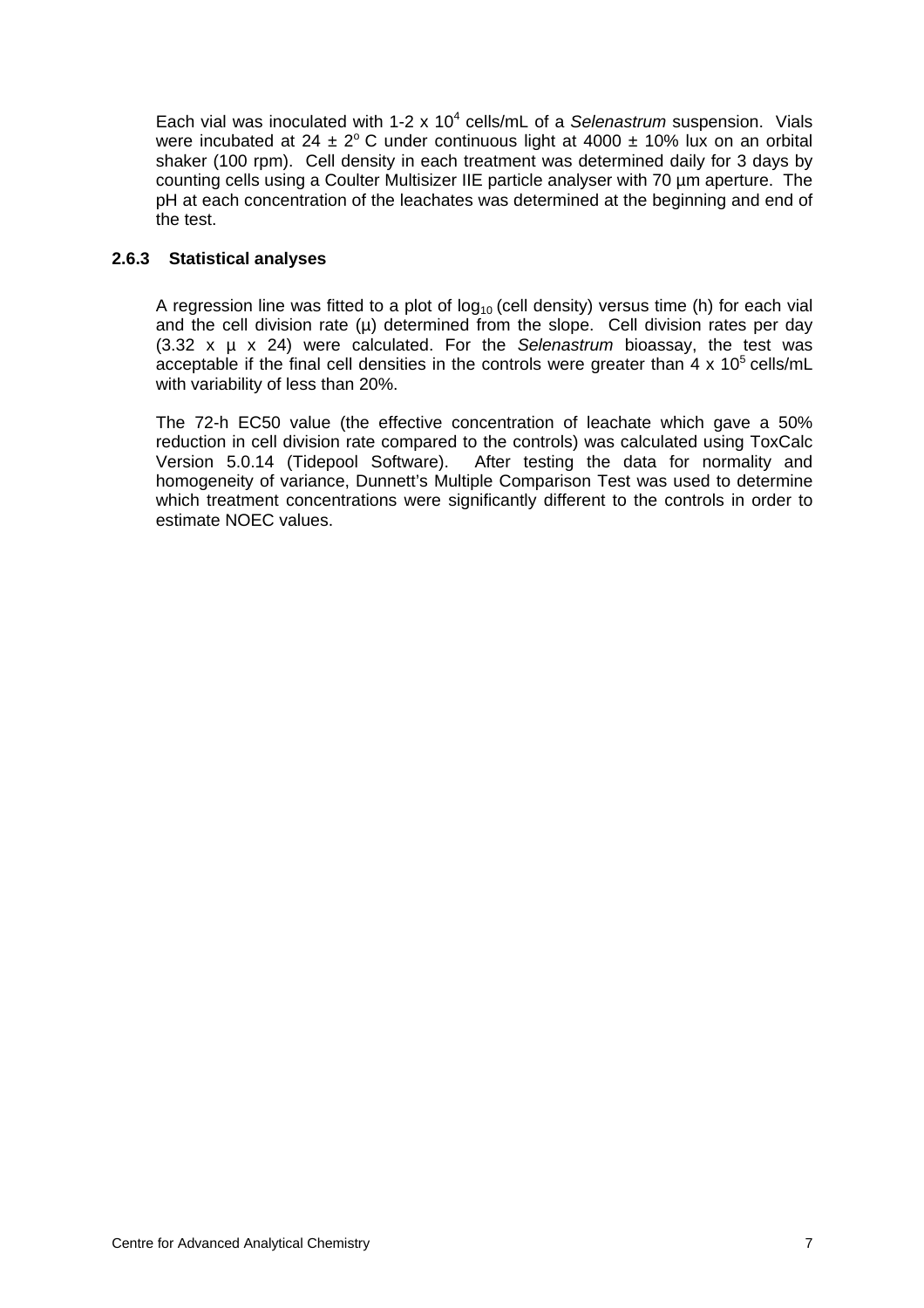Each vial was inoculated with 1-2 x $10^4$ cells/mL of a *Selenastrum* suspension. Vials were incubated at 24 ± $2^o$ C under continuous light at 4000 ± 10% lux on an orbital shaker (100 rpm). Cell density in each treatment was determined daily for 3 days by counting cells using a Coulter Multisizer IIE particle analyser with 70 µm aperture. The pH at each concentration of the leachates was determined at the beginning and end of the test.

### 2.6.3 Statistical analyses

A regression line was fitted to a plot of $\log_{10}$ (cell density) versus time (h) for each vial and the cell division rate (µ) determined from the slope. Cell division rates per day (3.32 x µ x 24) were calculated. For the *Selenastrum* bioassay, the test was acceptable if the final cell densities in the controls were greater than 4 x $10^5$ cells/mL with variability of less than 20%.

The 72-h EC50 value (the effective concentration of leachate which gave a 50% reduction in cell division rate compared to the controls) was calculated using ToxCalc Version 5.0.14 (Tidepool Software). After testing the data for normality and homogeneity of variance, Dunnett's Multiple Comparison Test was used to determine which treatment concentrations were significantly different to the controls in order to estimate NOEC values.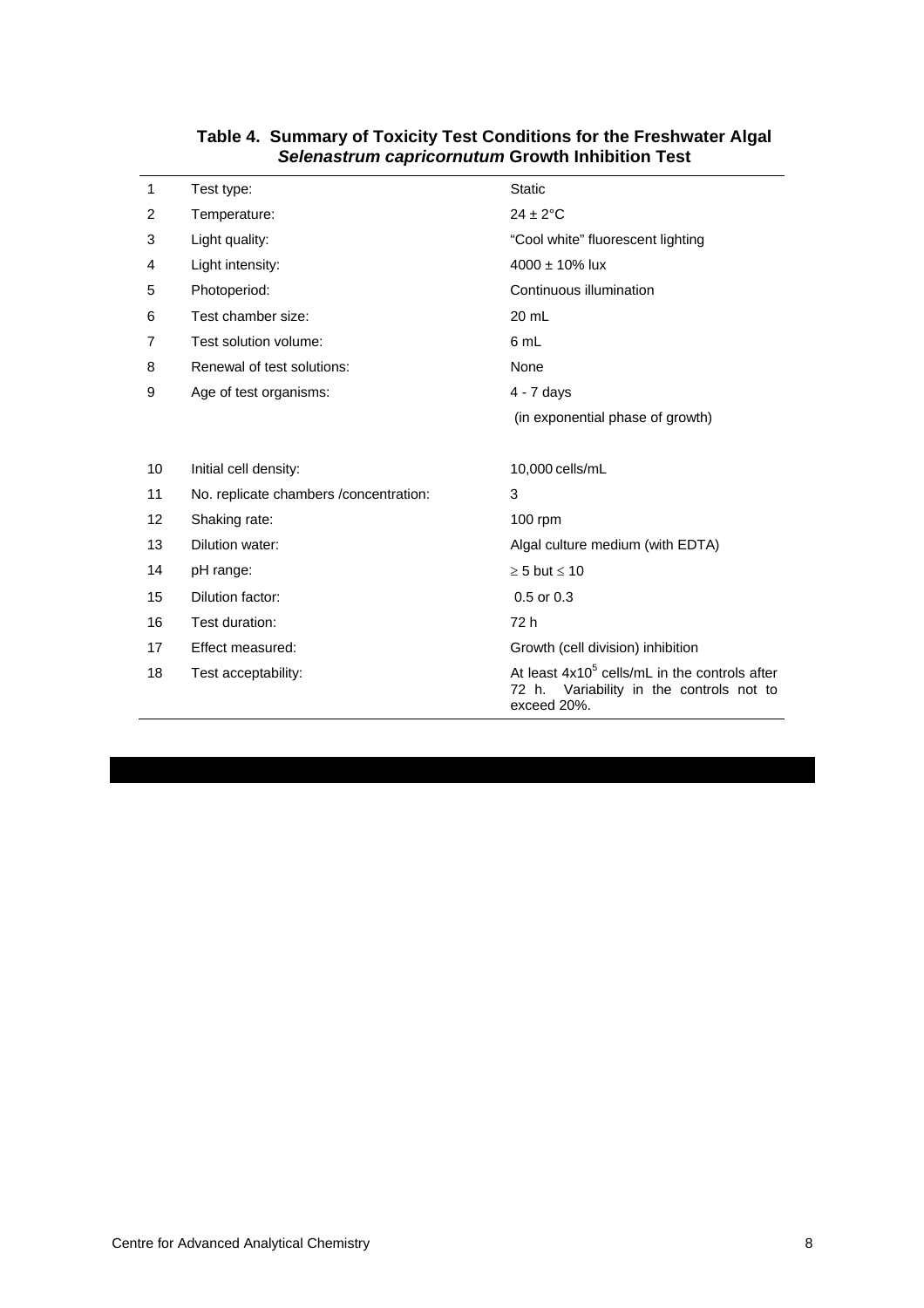**Table 4. Summary of Toxicity Test Conditions for the Freshwater Algal *Selenastrum capricornutum* Growth Inhibition Test**

| | | |
|---|---|---|
| 1 | Test type: | Static |
| 2 | Temperature: | 24 ± 2°C |
| 3 | Light quality: | "Cool white" fluorescent lighting |
| 4 | Light intensity: | 4000 ± 10% lux |
| 5 | Photoperiod: | Continuous illumination |
| 6 | Test chamber size: | 20 mL |
| 7 | Test solution volume: | 6 mL |
| 8 | Renewal of test solutions: | None |
| 9 | Age of test organisms: | 4 - 7 days (in exponential phase of growth) |
| 10 | Initial cell density: | 10,000 cells/mL |
| 11 | No. replicate chambers /concentration: | 3 |
| 12 | Shaking rate: | 100 rpm |
| 13 | Dilution water: | Algal culture medium (with EDTA) |
| 14 | pH range: | ≥ 5 but ≤ 10 |
| 15 | Dilution factor: | 0.5 or 0.3 |
| 16 | Test duration: | 72 h |
| 17 | Effect measured: | Growth (cell division) inhibition |
| 18 | Test acceptability: | At least $4 \times 10^5$ cells/mL in the controls after 72 h. Variability in the controls not to exceed 20%. |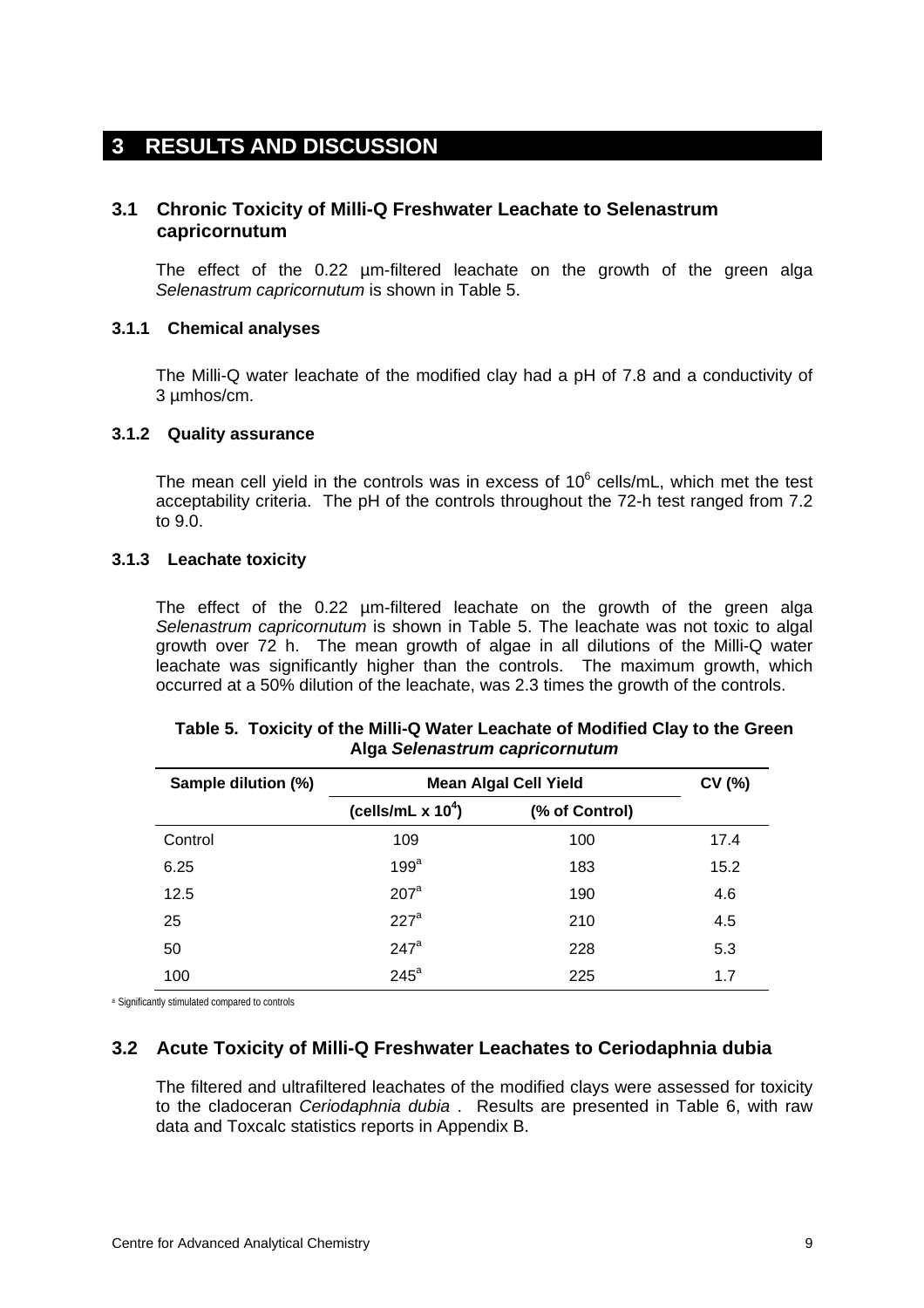# 3 RESULTS AND DISCUSSION

## 3.1 Chronic Toxicity of Milli-Q Freshwater Leachate to Selenastrum capricornutum

The effect of the 0.22 µm-filtered leachate on the growth of the green alga *Selenastrum capricornutum* is shown in Table 5.

### 3.1.1 Chemical analyses

The Milli-Q water leachate of the modified clay had a pH of 7.8 and a conductivity of 3 µmhos/cm.

### 3.1.2 Quality assurance

The mean cell yield in the controls was in excess of $10^6$ cells/mL, which met the test acceptability criteria. The pH of the controls throughout the 72-h test ranged from 7.2 to 9.0.

### 3.1.3 Leachate toxicity

The effect of the 0.22 µm-filtered leachate on the growth of the green alga *Selenastrum capricornutum* is shown in Table 5. The leachate was not toxic to algal growth over 72 h. The mean growth of algae in all dilutions of the Milli-Q water leachate was significantly higher than the controls. The maximum growth, which occurred at a 50% dilution of the leachate, was 2.3 times the growth of the controls.

**Table 5. Toxicity of the Milli-Q Water Leachate of Modified Clay to the Green Alga *Selenastrum capricornutum***

| Sample dilution (%) | Mean Algal Cell Yield | | CV (%) |
|---|---|---|---|
| | (cells/mL x $10^4$) | (% of Control) | |
| Control | 109 | 100 | 17.4 |
| 6.25 | 199[a] | 183 | 15.2 |
| 12.5 | 207[a] | 190 | 4.6 |
| 25 | 227[a] | 210 | 4.5 |
| 50 | 247[a] | 228 | 5.3 |
| 100 | 245[a] | 225 | 1.7 |

[a] Significantly stimulated compared to controls

## 3.2 Acute Toxicity of Milli-Q Freshwater Leachates to Ceriodaphnia dubia

The filtered and ultrafiltered leachates of the modified clays were assessed for toxicity to the cladoceran *Ceriodaphnia dubia* . Results are presented in Table 6, with raw data and Toxcalc statistics reports in Appendix B.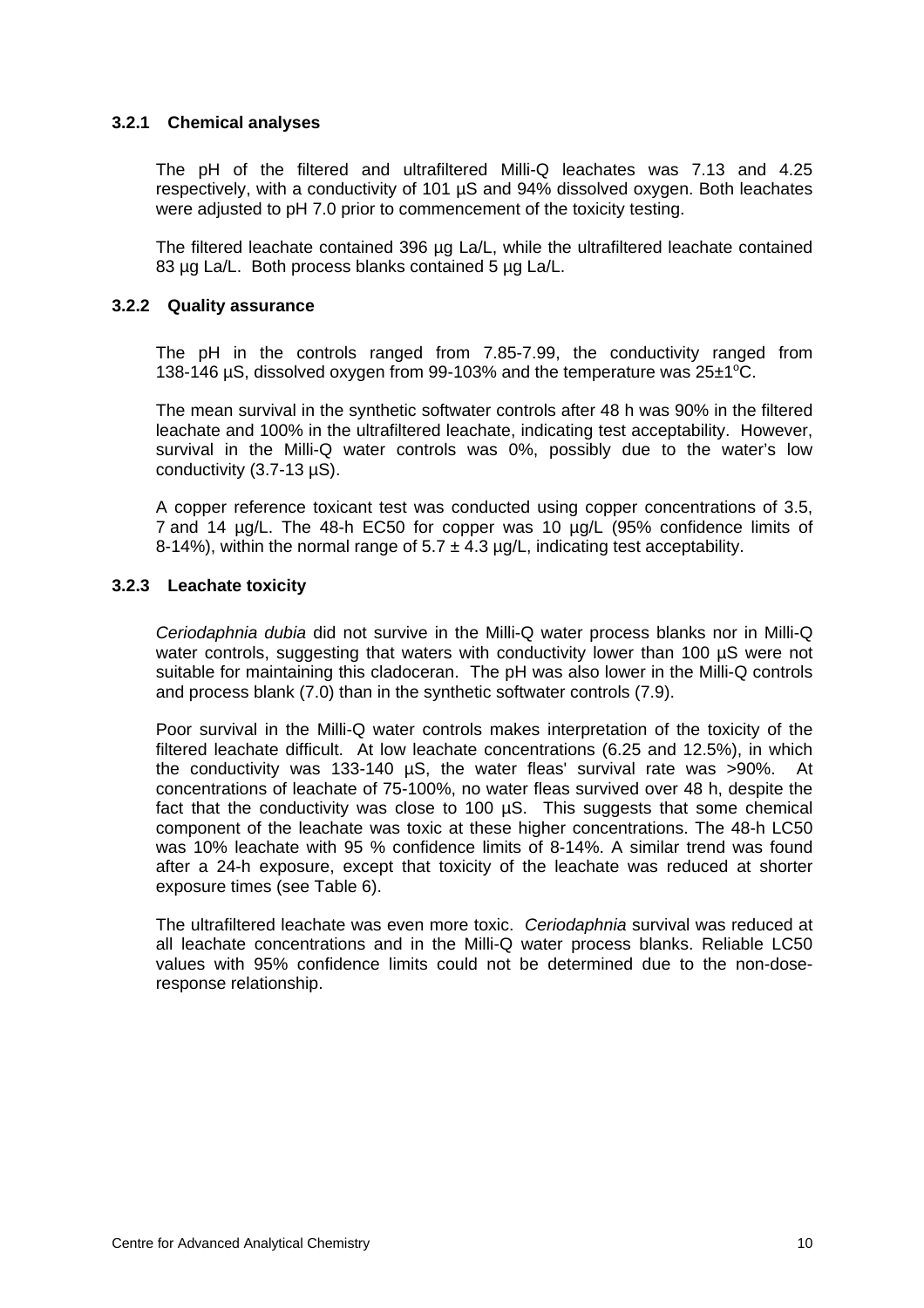### 3.2.1 Chemical analyses

The pH of the filtered and ultrafiltered Milli-Q leachates was 7.13 and 4.25 respectively, with a conductivity of 101 µS and 94% dissolved oxygen. Both leachates were adjusted to pH 7.0 prior to commencement of the toxicity testing.

The filtered leachate contained 396 µg La/L, while the ultrafiltered leachate contained 83 µg La/L. Both process blanks contained 5 µg La/L.

### 3.2.2 Quality assurance

The pH in the controls ranged from 7.85-7.99, the conductivity ranged from 138-146 µS, dissolved oxygen from 99-103% and the temperature was 25±1°C.

The mean survival in the synthetic softwater controls after 48 h was 90% in the filtered leachate and 100% in the ultrafiltered leachate, indicating test acceptability. However, survival in the Milli-Q water controls was 0%, possibly due to the water's low conductivity (3.7-13 µS).

A copper reference toxicant test was conducted using copper concentrations of 3.5, 7 and 14 µg/L. The 48-h EC50 for copper was 10 µg/L (95% confidence limits of 8-14%), within the normal range of 5.7 ± 4.3 µg/L, indicating test acceptability.

### 3.2.3 Leachate toxicity

*Ceriodaphnia dubia* did not survive in the Milli-Q water process blanks nor in Milli-Q water controls, suggesting that waters with conductivity lower than 100 µS were not suitable for maintaining this cladoceran. The pH was also lower in the Milli-Q controls and process blank (7.0) than in the synthetic softwater controls (7.9).

Poor survival in the Milli-Q water controls makes interpretation of the toxicity of the filtered leachate difficult. At low leachate concentrations (6.25 and 12.5%), in which the conductivity was 133-140 µS, the water fleas' survival rate was >90%. At concentrations of leachate of 75-100%, no water fleas survived over 48 h, despite the fact that the conductivity was close to 100 µS. This suggests that some chemical component of the leachate was toxic at these higher concentrations. The 48-h LC50 was 10% leachate with 95 % confidence limits of 8-14%. A similar trend was found after a 24-h exposure, except that toxicity of the leachate was reduced at shorter exposure times (see Table 6).

The ultrafiltered leachate was even more toxic. *Ceriodaphnia* survival was reduced at all leachate concentrations and in the Milli-Q water process blanks. Reliable LC50 values with 95% confidence limits could not be determined due to the non-dose-response relationship.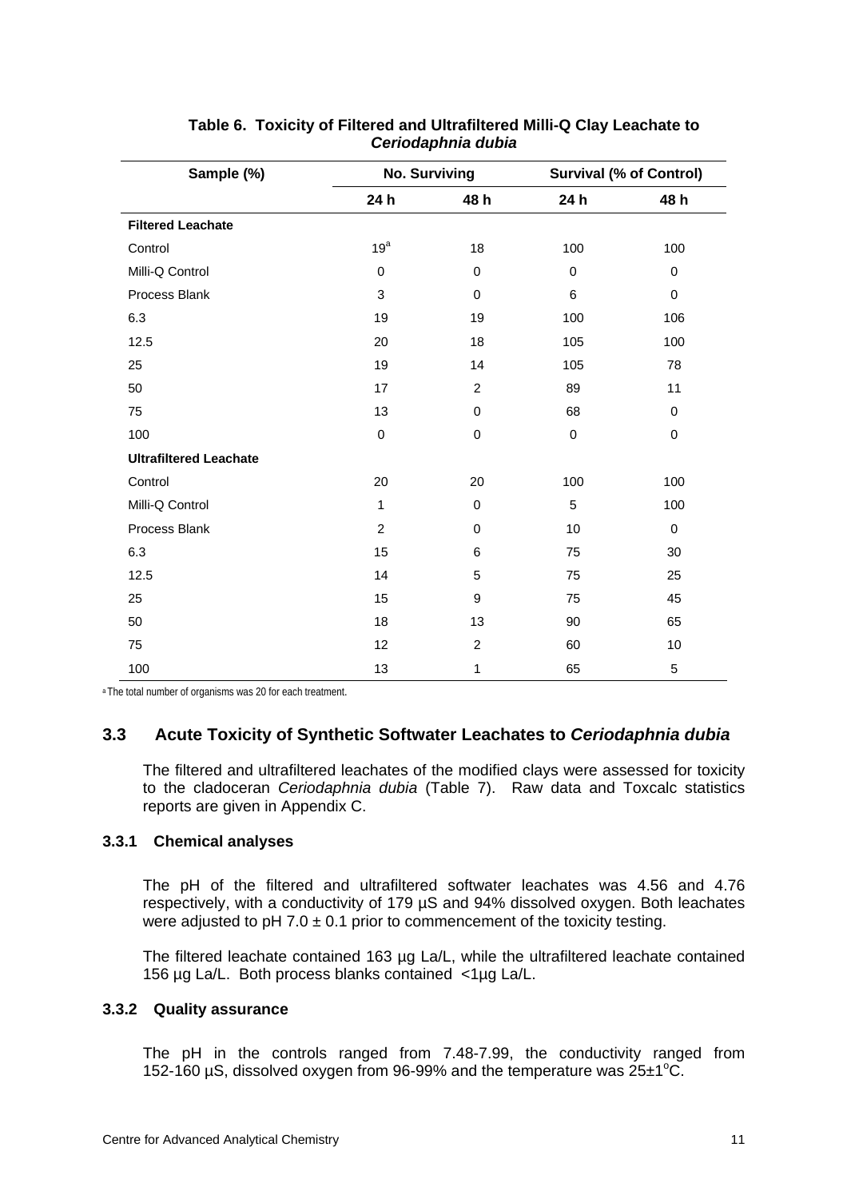**Table 6. Toxicity of Filtered and Ultrafiltered Milli-Q Clay Leachate to *Ceriodaphnia dubia***

| Sample (%) | No. Surviving | | Survival (% of Control) | |
|---|---|---|---|---|
| | 24 h | 48 h | 24 h | 48 h |
| **Filtered Leachate** | | | | |
| Control | 19[a] | 18 | 100 | 100 |
| Milli-Q Control | 0 | 0 | 0 | 0 |
| Process Blank | 3 | 0 | 6 | 0 |
| 6.3 | 19 | 19 | 100 | 106 |
| 12.5 | 20 | 18 | 105 | 100 |
| 25 | 19 | 14 | 105 | 78 |
| 50 | 17 | 2 | 89 | 11 |
| 75 | 13 | 0 | 68 | 0 |
| 100 | 0 | 0 | 0 | 0 |
| **Ultrafiltered Leachate** | | | | |
| Control | 20 | 20 | 100 | 100 |
| Milli-Q Control | 1 | 0 | 5 | 100 |
| Process Blank | 2 | 0 | 10 | 0 |
| 6.3 | 15 | 6 | 75 | 30 |
| 12.5 | 14 | 5 | 75 | 25 |
| 25 | 15 | 9 | 75 | 45 |
| 50 | 18 | 13 | 90 | 65 |
| 75 | 12 | 2 | 60 | 10 |
| 100 | 13 | 1 | 65 | 5 |

[a] The total number of organisms was 20 for each treatment.

## 3.3 Acute Toxicity of Synthetic Softwater Leachates to *Ceriodaphnia dubia*

The filtered and ultrafiltered leachates of the modified clays were assessed for toxicity to the cladoceran *Ceriodaphnia dubia* (Table 7). Raw data and Toxcalc statistics reports are given in Appendix C.

### 3.3.1 Chemical analyses

The pH of the filtered and ultrafiltered softwater leachates was 4.56 and 4.76 respectively, with a conductivity of 179 µS and 94% dissolved oxygen. Both leachates were adjusted to pH 7.0 ± 0.1 prior to commencement of the toxicity testing.

The filtered leachate contained 163 µg La/L, while the ultrafiltered leachate contained 156 µg La/L. Both process blanks contained <1µg La/L.

### 3.3.2 Quality assurance

The pH in the controls ranged from 7.48-7.99, the conductivity ranged from 152-160 µS, dissolved oxygen from 96-99% and the temperature was 25±1°C.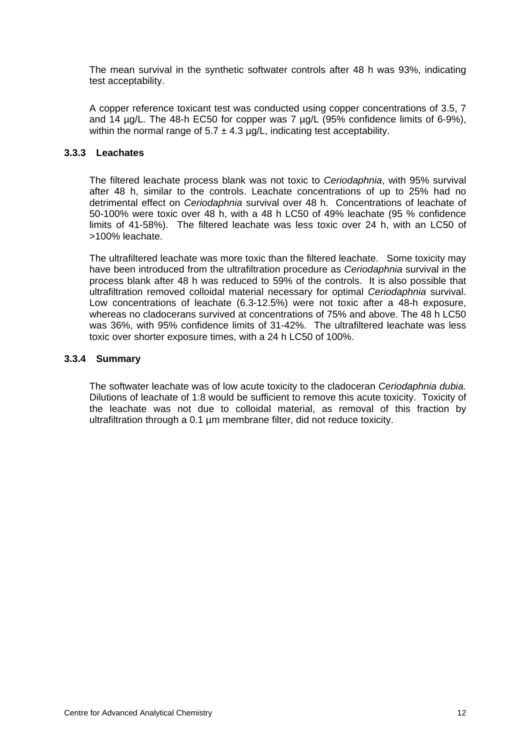The mean survival in the synthetic softwater controls after 48 h was 93%, indicating test acceptability.

A copper reference toxicant test was conducted using copper concentrations of 3.5, 7 and 14 µg/L. The 48-h EC50 for copper was 7 µg/L (95% confidence limits of 6-9%), within the normal range of 5.7 ± 4.3 µg/L, indicating test acceptability.

### 3.3.3 Leachates

The filtered leachate process blank was not toxic to *Ceriodaphnia*, with 95% survival after 48 h, similar to the controls. Leachate concentrations of up to 25% had no detrimental effect on *Ceriodaphnia* survival over 48 h. Concentrations of leachate of 50-100% were toxic over 48 h, with a 48 h LC50 of 49% leachate (95 % confidence limits of 41-58%). The filtered leachate was less toxic over 24 h, with an LC50 of >100% leachate.

The ultrafiltered leachate was more toxic than the filtered leachate. Some toxicity may have been introduced from the ultrafiltration procedure as *Ceriodaphnia* survival in the process blank after 48 h was reduced to 59% of the controls. It is also possible that ultrafiltration removed colloidal material necessary for optimal *Ceriodaphnia* survival. Low concentrations of leachate (6.3-12.5%) were not toxic after a 48-h exposure, whereas no cladocerans survived at concentrations of 75% and above. The 48 h LC50 was 36%, with 95% confidence limits of 31-42%. The ultrafiltered leachate was less toxic over shorter exposure times, with a 24 h LC50 of 100%.

### 3.3.4 Summary

The softwater leachate was of low acute toxicity to the cladoceran *Ceriodaphnia dubia.* Dilutions of leachate of 1:8 would be sufficient to remove this acute toxicity. Toxicity of the leachate was not due to colloidal material, as removal of this fraction by ultrafiltration through a 0.1 µm membrane filter, did not reduce toxicity.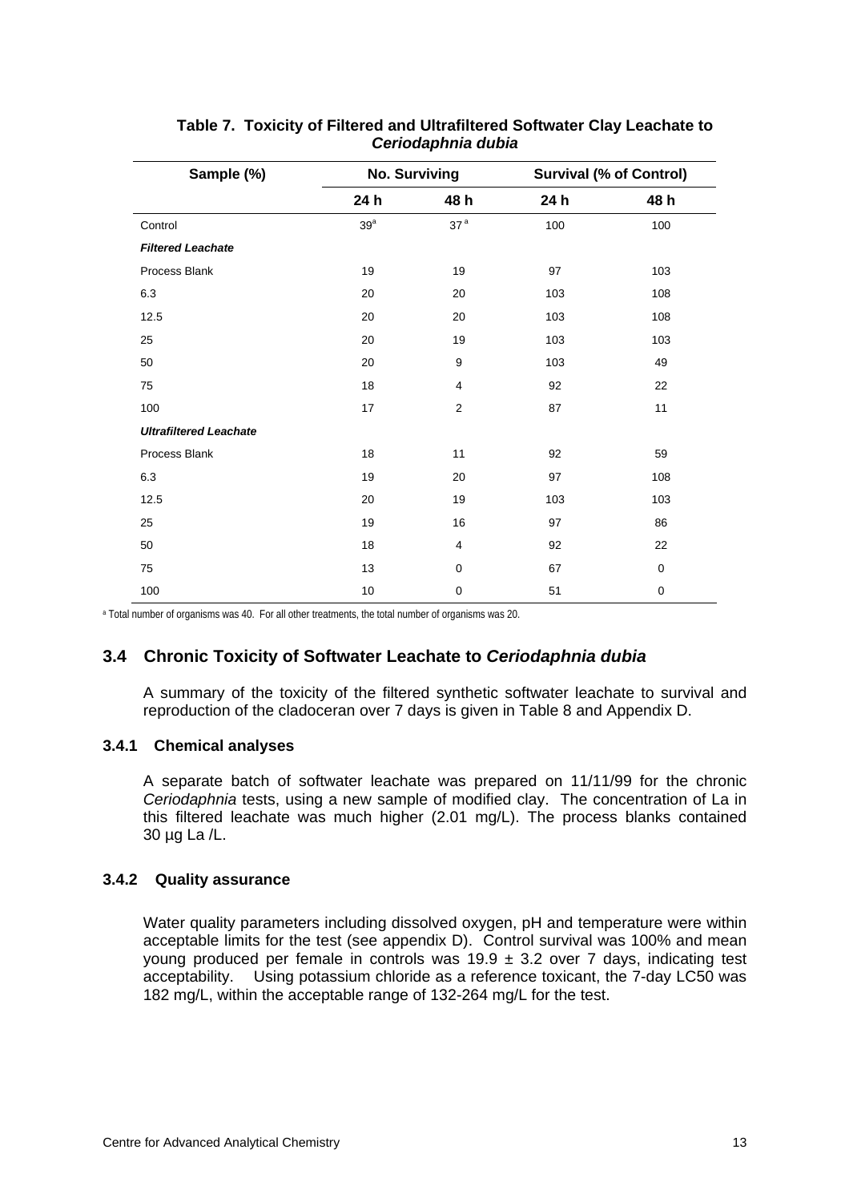**Table 7. Toxicity of Filtered and Ultrafiltered Softwater Clay Leachate to *Ceriodaphnia dubia***

| Sample (%) | No. Surviving | | Survival (% of Control) | |
|---|---|---|---|---|
| | 24 h | 48 h | 24 h | 48 h |
| Control | 39[a] | 37[a] | 100 | 100 |
| ***Filtered Leachate*** | | | | |
| Process Blank | 19 | 19 | 97 | 103 |
| 6.3 | 20 | 20 | 103 | 108 |
| 12.5 | 20 | 20 | 103 | 108 |
| 25 | 20 | 19 | 103 | 103 |
| 50 | 20 | 9 | 103 | 49 |
| 75 | 18 | 4 | 92 | 22 |
| 100 | 17 | 2 | 87 | 11 |
| ***Ultrafiltered Leachate*** | | | | |
| Process Blank | 18 | 11 | 92 | 59 |
| 6.3 | 19 | 20 | 97 | 108 |
| 12.5 | 20 | 19 | 103 | 103 |
| 25 | 19 | 16 | 97 | 86 |
| 50 | 18 | 4 | 92 | 22 |
| 75 | 13 | 0 | 67 | 0 |
| 100 | 10 | 0 | 51 | 0 |

[a] Total number of organisms was 40. For all other treatments, the total number of organisms was 20.

## 3.4 Chronic Toxicity of Softwater Leachate to *Ceriodaphnia dubia*

A summary of the toxicity of the filtered synthetic softwater leachate to survival and reproduction of the cladoceran over 7 days is given in Table 8 and Appendix D.

### 3.4.1 Chemical analyses

A separate batch of softwater leachate was prepared on 11/11/99 for the chronic *Ceriodaphnia* tests, using a new sample of modified clay. The concentration of La in this filtered leachate was much higher (2.01 mg/L). The process blanks contained 30 µg La /L.

### 3.4.2 Quality assurance

Water quality parameters including dissolved oxygen, pH and temperature were within acceptable limits for the test (see appendix D). Control survival was 100% and mean young produced per female in controls was $19.9 \pm 3.2$ over 7 days, indicating test acceptability. Using potassium chloride as a reference toxicant, the 7-day LC50 was 182 mg/L, within the acceptable range of 132-264 mg/L for the test.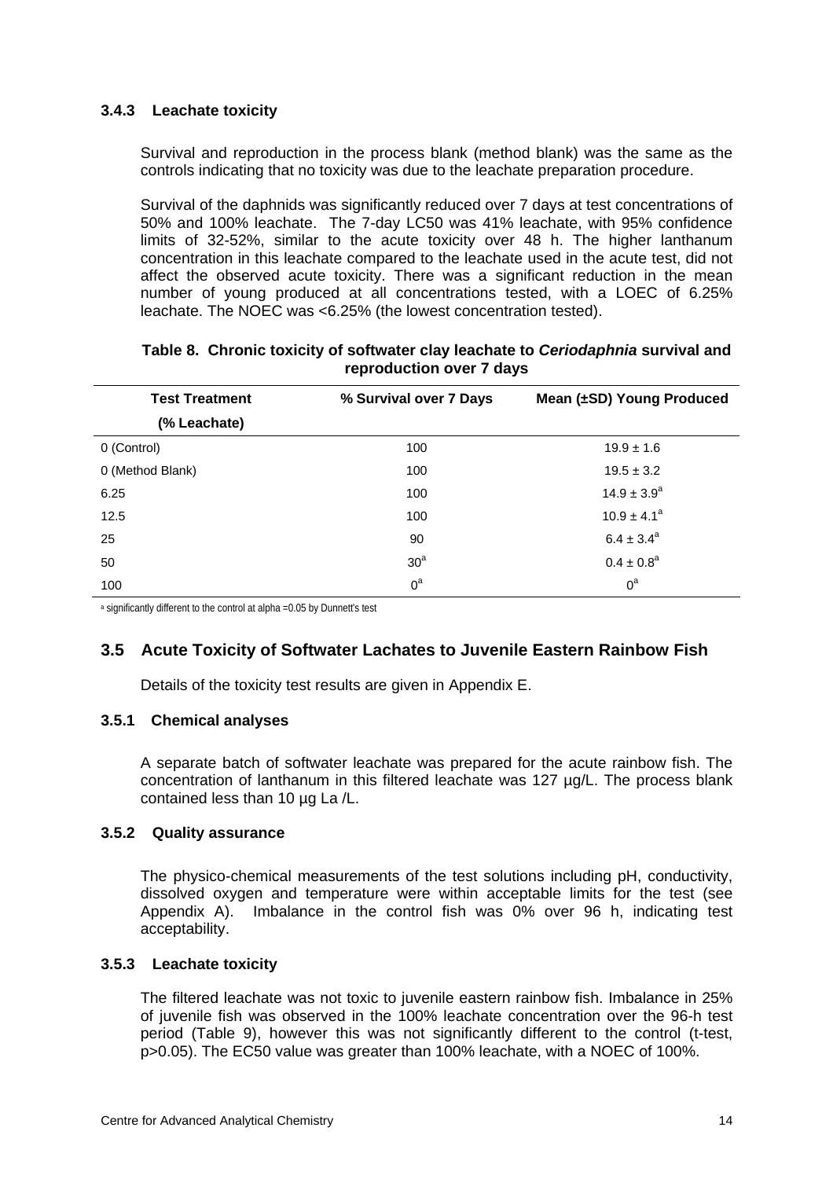### 3.4.3 Leachate toxicity

Survival and reproduction in the process blank (method blank) was the same as the controls indicating that no toxicity was due to the leachate preparation procedure.

Survival of the daphnids was significantly reduced over 7 days at test concentrations of 50% and 100% leachate. The 7-day LC50 was 41% leachate, with 95% confidence limits of 32-52%, similar to the acute toxicity over 48 h. The higher lanthanum concentration in this leachate compared to the leachate used in the acute test, did not affect the observed acute toxicity. There was a significant reduction in the mean number of young produced at all concentrations tested, with a LOEC of 6.25% leachate. The NOEC was <6.25% (the lowest concentration tested).

**Table 8. Chronic toxicity of softwater clay leachate to *Ceriodaphnia* survival and reproduction over 7 days**

| Test Treatment (% Leachate) | % Survival over 7 Days | Mean (±SD) Young Produced |
|---|---|---|
| 0 (Control) | 100 | 19.9 ± 1.6 |
| 0 (Method Blank) | 100 | 19.5 ± 3.2 |
| 6.25 | 100 | 14.9 ± 3.9[a] |
| 12.5 | 100 | 10.9 ± 4.1[a] |
| 25 | 90 | 6.4 ± 3.4[a] |
| 50 | 30[a] | 0.4 ± 0.8[a] |
| 100 | 0[a] | 0[a] |

[a] significantly different to the control at alpha =0.05 by Dunnett's test

## 3.5 Acute Toxicity of Softwater Lachates to Juvenile Eastern Rainbow Fish

Details of the toxicity test results are given in Appendix E.

### 3.5.1 Chemical analyses

A separate batch of softwater leachate was prepared for the acute rainbow fish. The concentration of lanthanum in this filtered leachate was 127 µg/L. The process blank contained less than 10 µg La /L.

### 3.5.2 Quality assurance

The physico-chemical measurements of the test solutions including pH, conductivity, dissolved oxygen and temperature were within acceptable limits for the test (see Appendix A). Imbalance in the control fish was 0% over 96 h, indicating test acceptability.

### 3.5.3 Leachate toxicity

The filtered leachate was not toxic to juvenile eastern rainbow fish. Imbalance in 25% of juvenile fish was observed in the 100% leachate concentration over the 96-h test period (Table 9), however this was not significantly different to the control (t-test, $p>0.05$). The EC50 value was greater than 100% leachate, with a NOEC of 100%.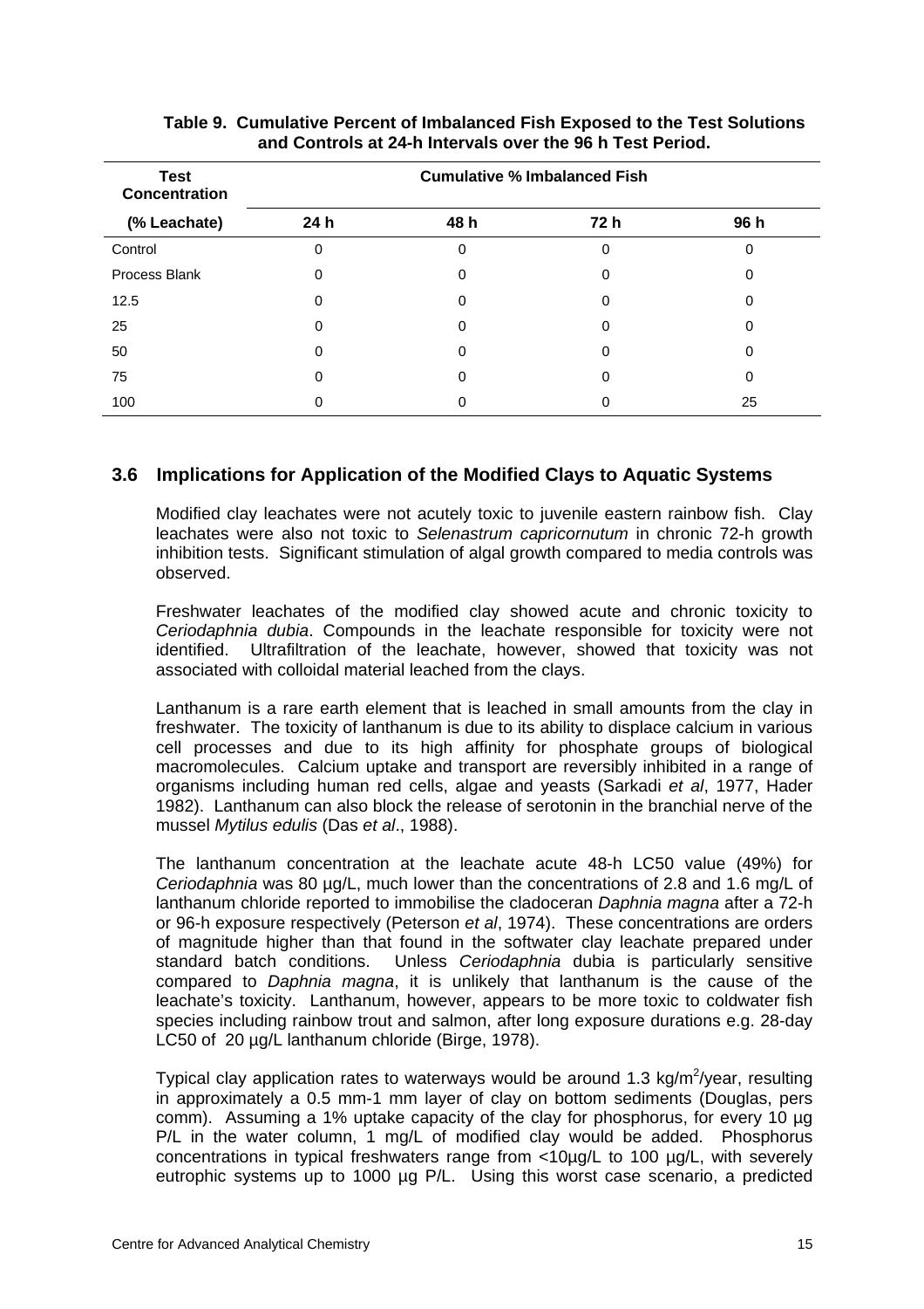**Table 9. Cumulative Percent of Imbalanced Fish Exposed to the Test Solutions and Controls at 24-h Intervals over the 96 h Test Period.**

| Test Concentration (% Leachate) | Cumulative % Imbalanced Fish | | | |
|---|---|---|---|---|
| | 24 h | 48 h | 72 h | 96 h |
| Control | 0 | 0 | 0 | 0 |
| Process Blank | 0 | 0 | 0 | 0 |
| 12.5 | 0 | 0 | 0 | 0 |
| 25 | 0 | 0 | 0 | 0 |
| 50 | 0 | 0 | 0 | 0 |
| 75 | 0 | 0 | 0 | 0 |
| 100 | 0 | 0 | 0 | 25 |

## 3.6 Implications for Application of the Modified Clays to Aquatic Systems

Modified clay leachates were not acutely toxic to juvenile eastern rainbow fish. Clay leachates were also not toxic to *Selenastrum capricornutum* in chronic 72-h growth inhibition tests. Significant stimulation of algal growth compared to media controls was observed.

Freshwater leachates of the modified clay showed acute and chronic toxicity to *Ceriodaphnia dubia*. Compounds in the leachate responsible for toxicity were not identified. Ultrafiltration of the leachate, however, showed that toxicity was not associated with colloidal material leached from the clays.

Lanthanum is a rare earth element that is leached in small amounts from the clay in freshwater. The toxicity of lanthanum is due to its ability to displace calcium in various cell processes and due to its high affinity for phosphate groups of biological macromolecules. Calcium uptake and transport are reversibly inhibited in a range of organisms including human red cells, algae and yeasts (Sarkadi *et al*, 1977, Hader 1982). Lanthanum can also block the release of serotonin in the branchial nerve of the mussel *Mytilus edulis* (Das *et al*., 1988).

The lanthanum concentration at the leachate acute 48-h LC50 value (49%) for *Ceriodaphnia* was 80 µg/L, much lower than the concentrations of 2.8 and 1.6 mg/L of lanthanum chloride reported to immobilise the cladoceran *Daphnia magna* after a 72-h or 96-h exposure respectively (Peterson *et al*, 1974). These concentrations are orders of magnitude higher than that found in the softwater clay leachate prepared under standard batch conditions. Unless *Ceriodaphnia* dubia is particularly sensitive compared to *Daphnia magna*, it is unlikely that lanthanum is the cause of the leachate's toxicity. Lanthanum, however, appears to be more toxic to coldwater fish species including rainbow trout and salmon, after long exposure durations e.g. 28-day LC50 of 20 µg/L lanthanum chloride (Birge, 1978).

Typical clay application rates to waterways would be around 1.3 kg/m$^2$/year, resulting in approximately a 0.5 mm-1 mm layer of clay on bottom sediments (Douglas, pers comm). Assuming a 1% uptake capacity of the clay for phosphorus, for every 10 µg P/L in the water column, 1 mg/L of modified clay would be added. Phosphorus concentrations in typical freshwaters range from <10µg/L to 100 µg/L, with severely eutrophic systems up to 1000 µg P/L. Using this worst case scenario, a predicted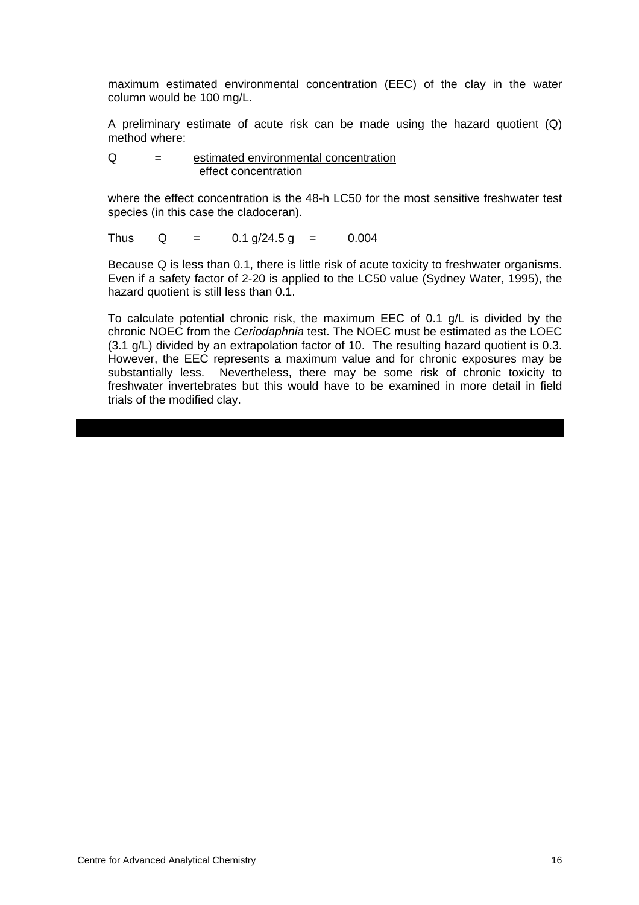maximum estimated environmental concentration (EEC) of the clay in the water column would be 100 mg/L.

A preliminary estimate of acute risk can be made using the hazard quotient (Q) method where:

$$Q = \frac{\text{estimated environmental concentration}}{\text{effect concentration}}$$

where the effect concentration is the 48-h LC50 for the most sensitive freshwater test species (in this case the cladoceran).

Thus $Q = 0.1 \text{ g}/24.5 \text{ g} = 0.004$

Because Q is less than 0.1, there is little risk of acute toxicity to freshwater organisms. Even if a safety factor of 2-20 is applied to the LC50 value (Sydney Water, 1995), the hazard quotient is still less than 0.1.

To calculate potential chronic risk, the maximum EEC of 0.1 g/L is divided by the chronic NOEC from the *Ceriodaphnia* test. The NOEC must be estimated as the LOEC (3.1 g/L) divided by an extrapolation factor of 10. The resulting hazard quotient is 0.3. However, the EEC represents a maximum value and for chronic exposures may be substantially less. Nevertheless, there may be some risk of chronic toxicity to freshwater invertebrates but this would have to be examined in more detail in field trials of the modified clay.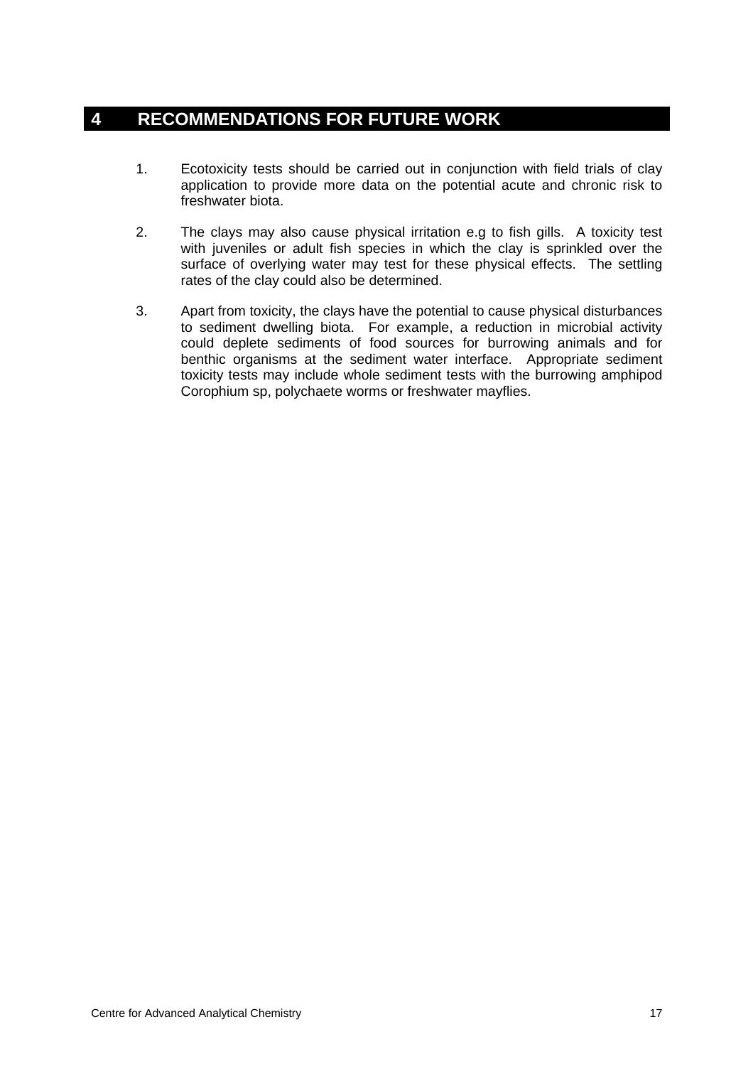# 4 RECOMMENDATIONS FOR FUTURE WORK

1. Ecotoxicity tests should be carried out in conjunction with field trials of clay application to provide more data on the potential acute and chronic risk to freshwater biota.

2. The clays may also cause physical irritation e.g to fish gills. A toxicity test with juveniles or adult fish species in which the clay is sprinkled over the surface of overlying water may test for these physical effects. The settling rates of the clay could also be determined.

3. Apart from toxicity, the clays have the potential to cause physical disturbances to sediment dwelling biota. For example, a reduction in microbial activity could deplete sediments of food sources for burrowing animals and for benthic organisms at the sediment water interface. Appropriate sediment toxicity tests may include whole sediment tests with the burrowing amphipod Corophium sp, polychaete worms or freshwater mayflies.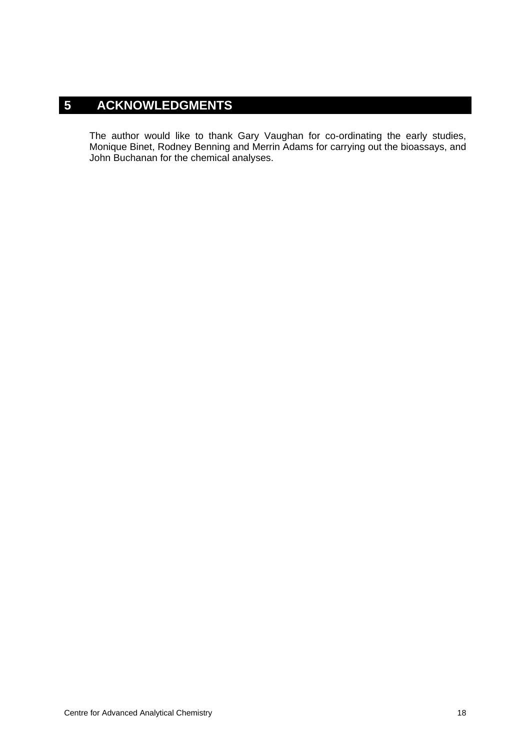# 5 ACKNOWLEDGMENTS

The author would like to thank Gary Vaughan for co-ordinating the early studies, Monique Binet, Rodney Benning and Merrin Adams for carrying out the bioassays, and John Buchanan for the chemical analyses.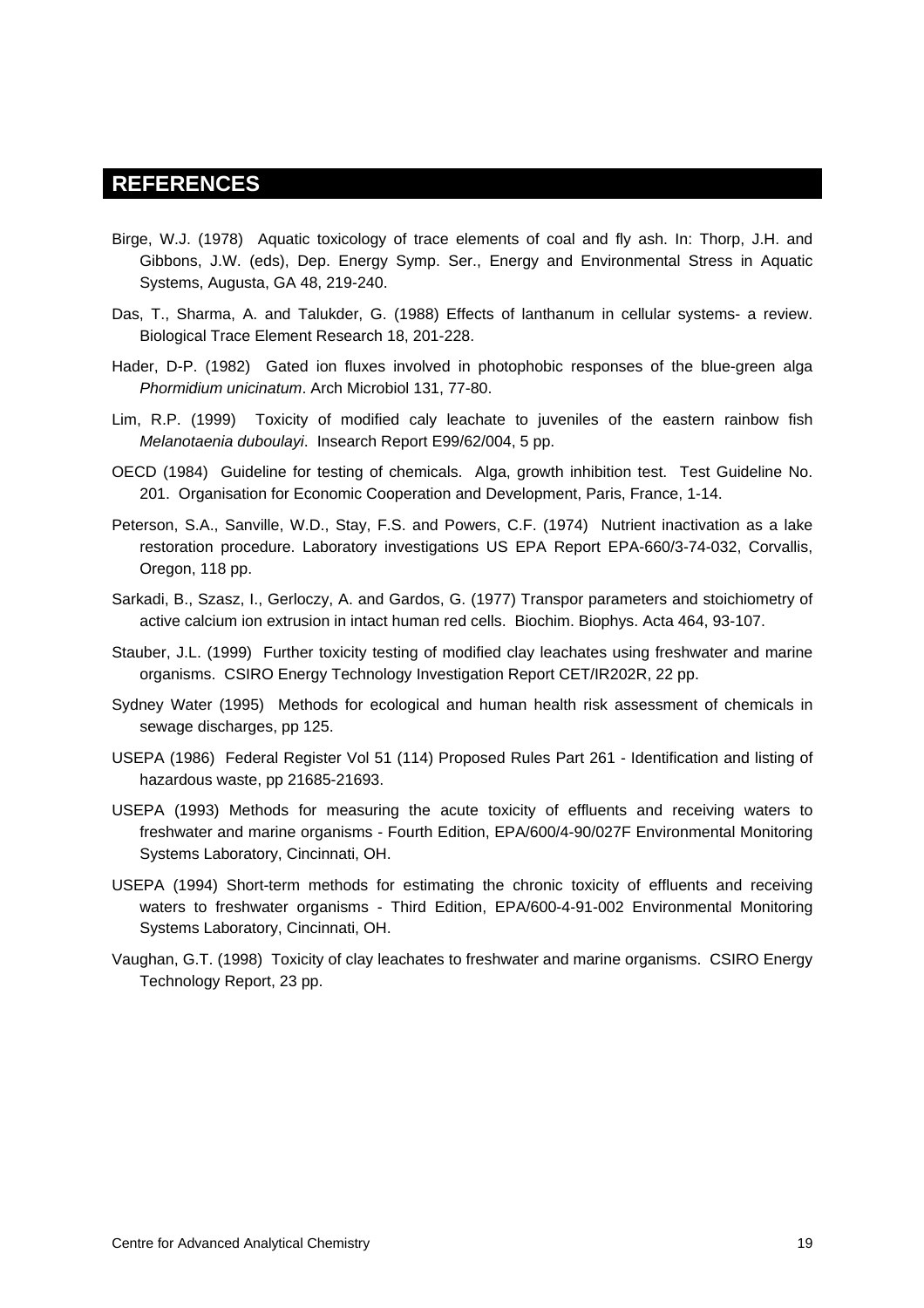# REFERENCES

Birge, W.J. (1978) Aquatic toxicology of trace elements of coal and fly ash. In: Thorp, J.H. and Gibbons, J.W. (eds), Dep. Energy Symp. Ser., Energy and Environmental Stress in Aquatic Systems, Augusta, GA 48, 219-240.

Das, T., Sharma, A. and Talukder, G. (1988) Effects of lanthanum in cellular systems- a review. Biological Trace Element Research 18, 201-228.

Hader, D-P. (1982) Gated ion fluxes involved in photophobic responses of the blue-green alga *Phormidium unicinatum*. Arch Microbiol 131, 77-80.

Lim, R.P. (1999) Toxicity of modified caly leachate to juveniles of the eastern rainbow fish *Melanotaenia duboulayi*. Insearch Report E99/62/004, 5 pp.

OECD (1984) Guideline for testing of chemicals. Alga, growth inhibition test. Test Guideline No. 201. Organisation for Economic Cooperation and Development, Paris, France, 1-14.

Peterson, S.A., Sanville, W.D., Stay, F.S. and Powers, C.F. (1974) Nutrient inactivation as a lake restoration procedure. Laboratory investigations US EPA Report EPA-660/3-74-032, Corvallis, Oregon, 118 pp.

Sarkadi, B., Szasz, I., Gerloczy, A. and Gardos, G. (1977) Transpor parameters and stoichiometry of active calcium ion extrusion in intact human red cells. Biochim. Biophys. Acta 464, 93-107.

Stauber, J.L. (1999) Further toxicity testing of modified clay leachates using freshwater and marine organisms. CSIRO Energy Technology Investigation Report CET/IR202R, 22 pp.

Sydney Water (1995) Methods for ecological and human health risk assessment of chemicals in sewage discharges, pp 125.

USEPA (1986) Federal Register Vol 51 (114) Proposed Rules Part 261 - Identification and listing of hazardous waste, pp 21685-21693.

USEPA (1993) Methods for measuring the acute toxicity of effluents and receiving waters to freshwater and marine organisms - Fourth Edition, EPA/600/4-90/027F Environmental Monitoring Systems Laboratory, Cincinnati, OH.

USEPA (1994) Short-term methods for estimating the chronic toxicity of effluents and receiving waters to freshwater organisms - Third Edition, EPA/600-4-91-002 Environmental Monitoring Systems Laboratory, Cincinnati, OH.

Vaughan, G.T. (1998) Toxicity of clay leachates to freshwater and marine organisms. CSIRO Energy Technology Report, 23 pp.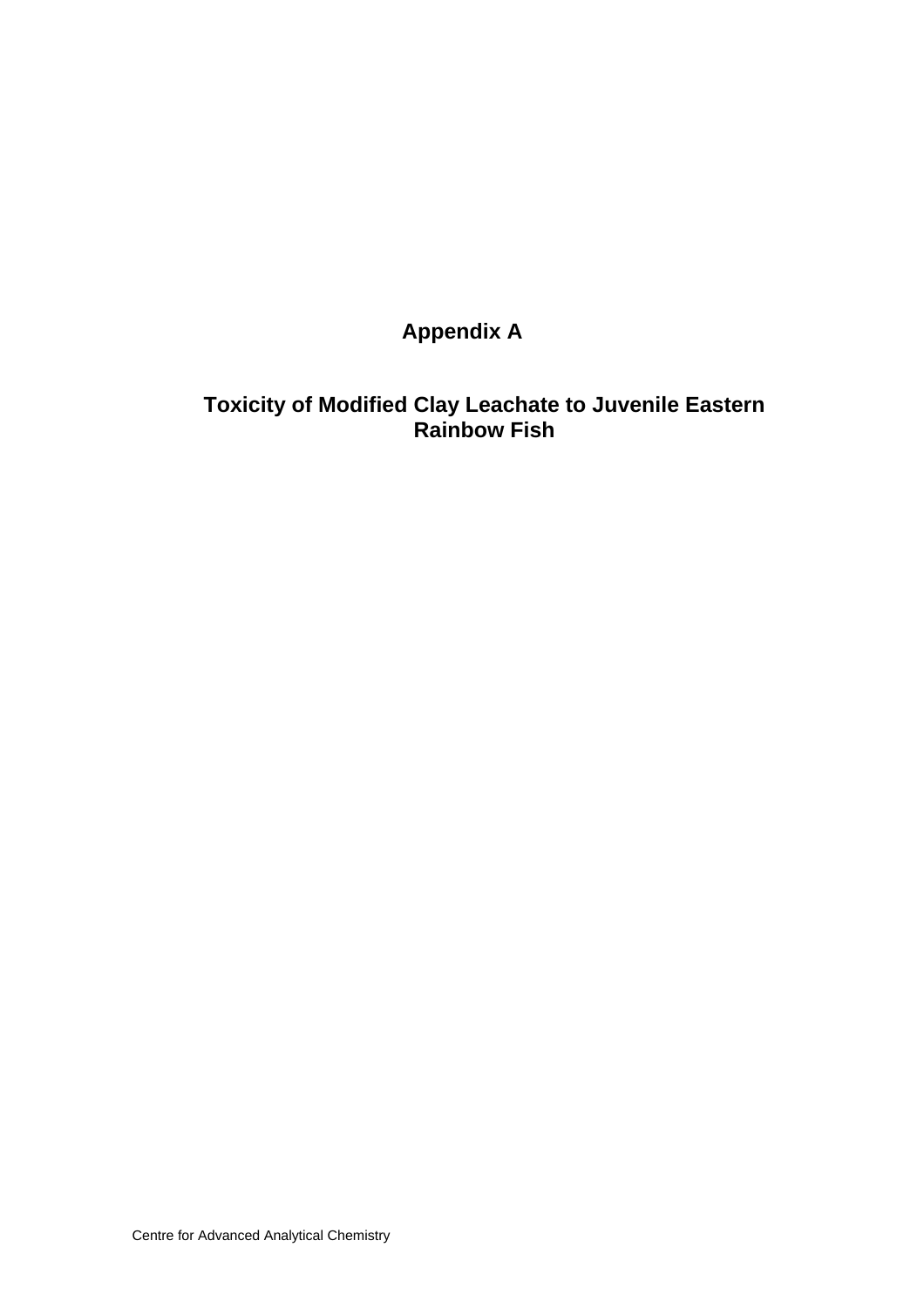# Appendix A

## Toxicity of Modified Clay Leachate to Juvenile Eastern Rainbow Fish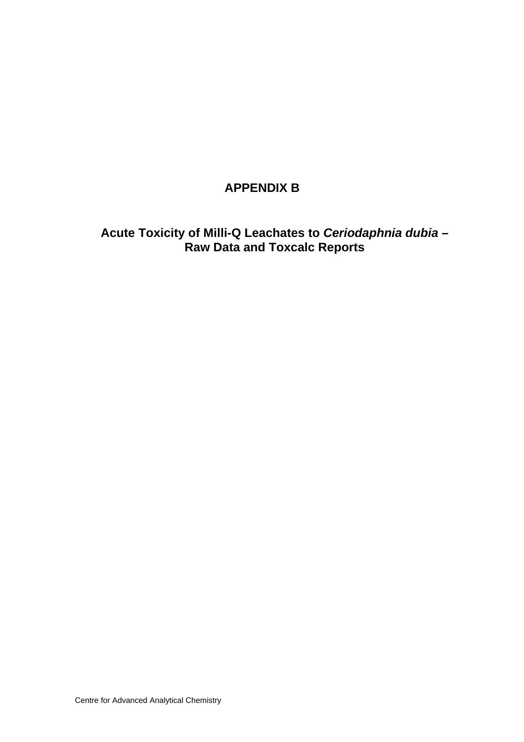# APPENDIX B

## Acute Toxicity of Milli-Q Leachates to *Ceriodaphnia dubia* – Raw Data and Toxcalc Reports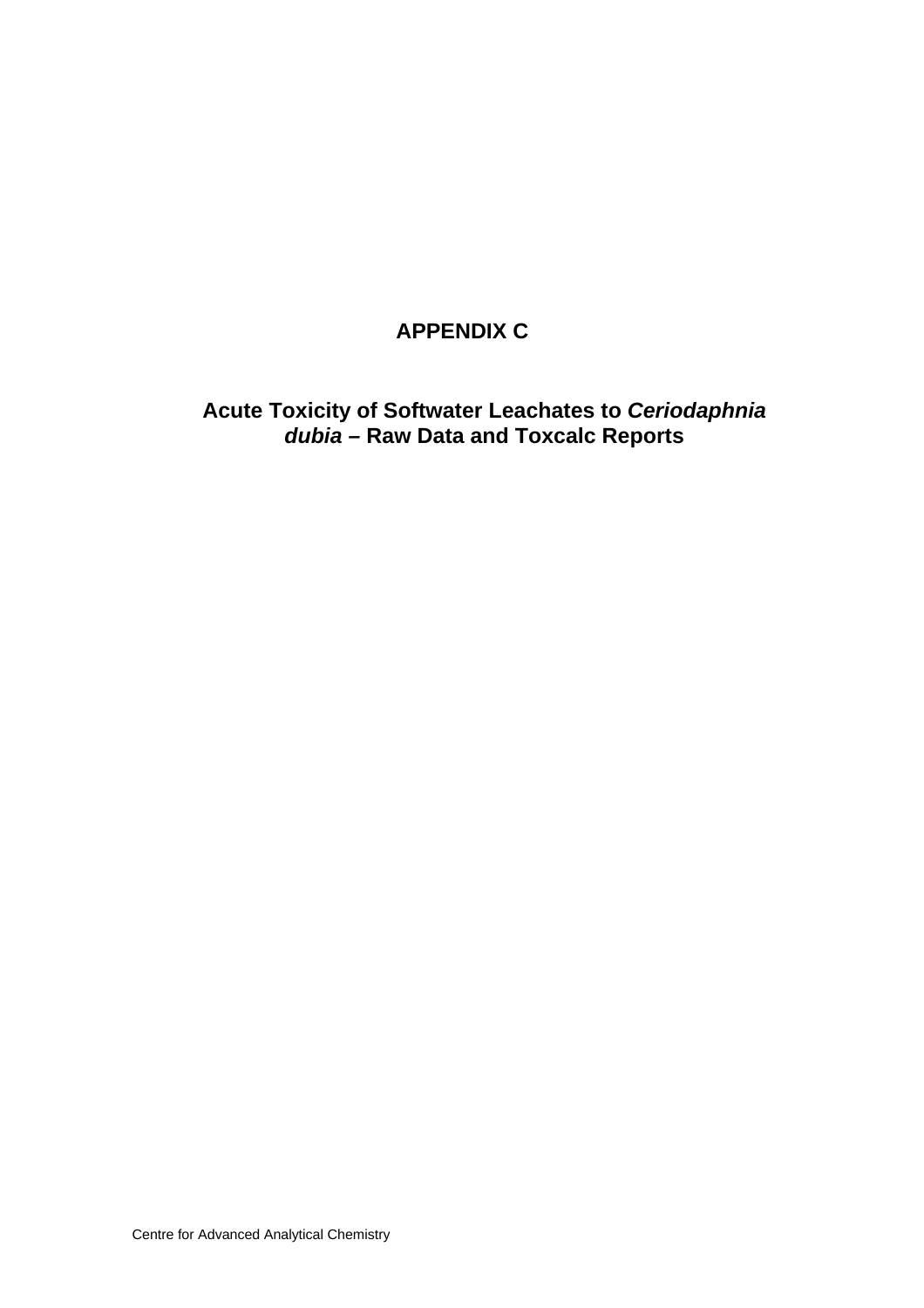# APPENDIX C

## Acute Toxicity of Softwater Leachates to *Ceriodaphnia dubia* – Raw Data and Toxcalc Reports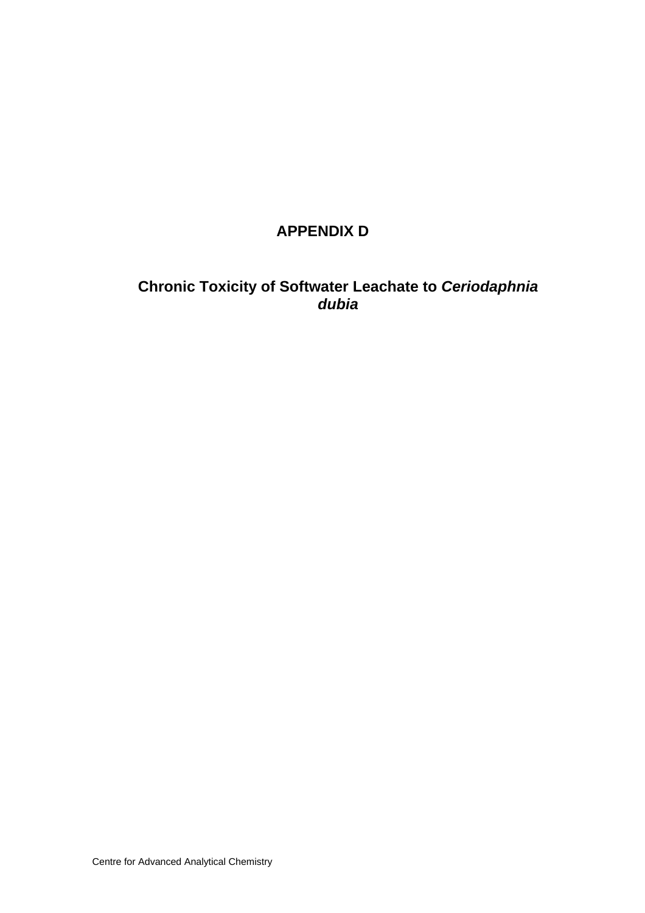# APPENDIX D

## Chronic Toxicity of Softwater Leachate to *Ceriodaphnia dubia*